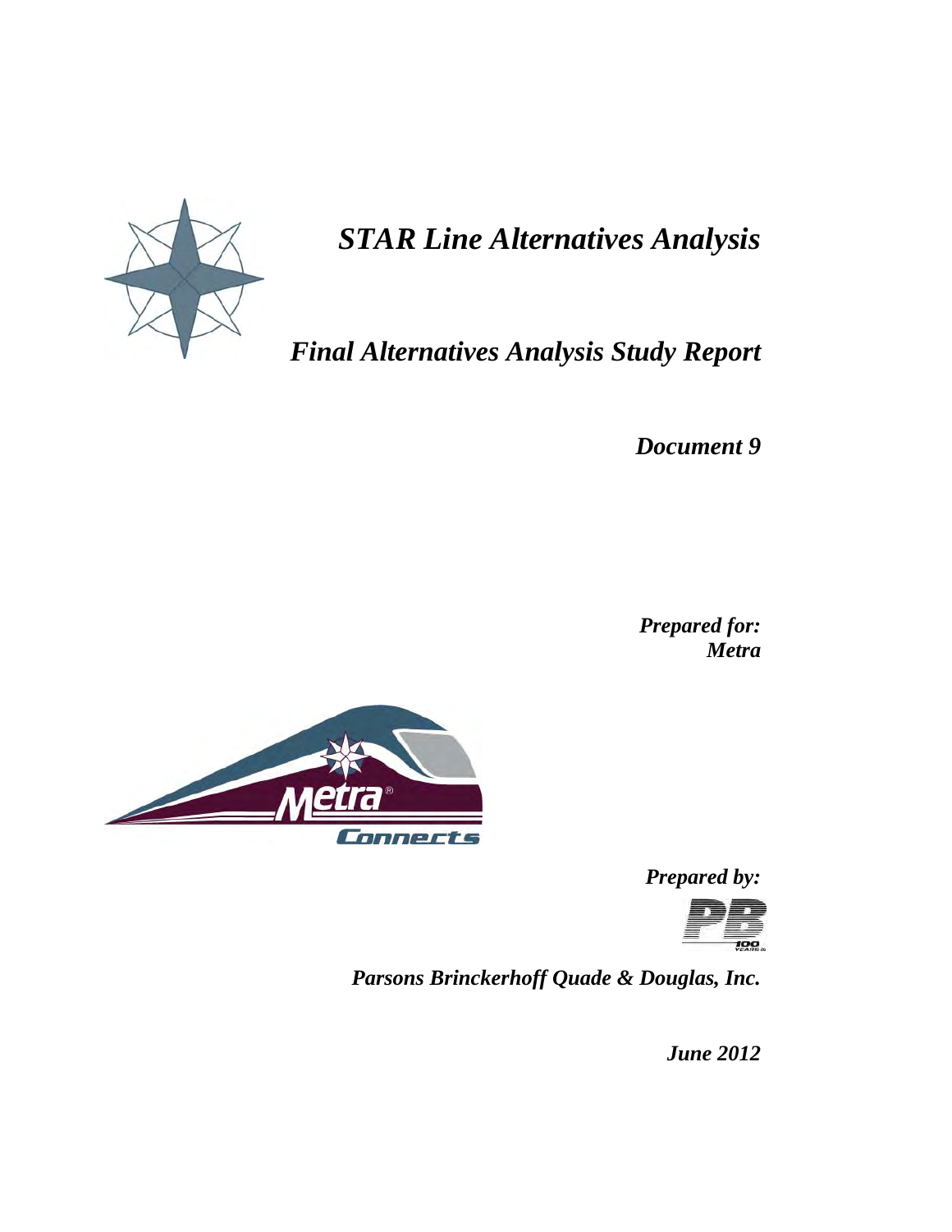# *STAR Line Alternatives Analysis*

## *Final Alternatives Analysis Study Report*

***Document 9***

***Prepared for:***
***Metra***

***Prepared by:***

***Parsons Brinckerhoff Quade & Douglas, Inc.***

***June 2012***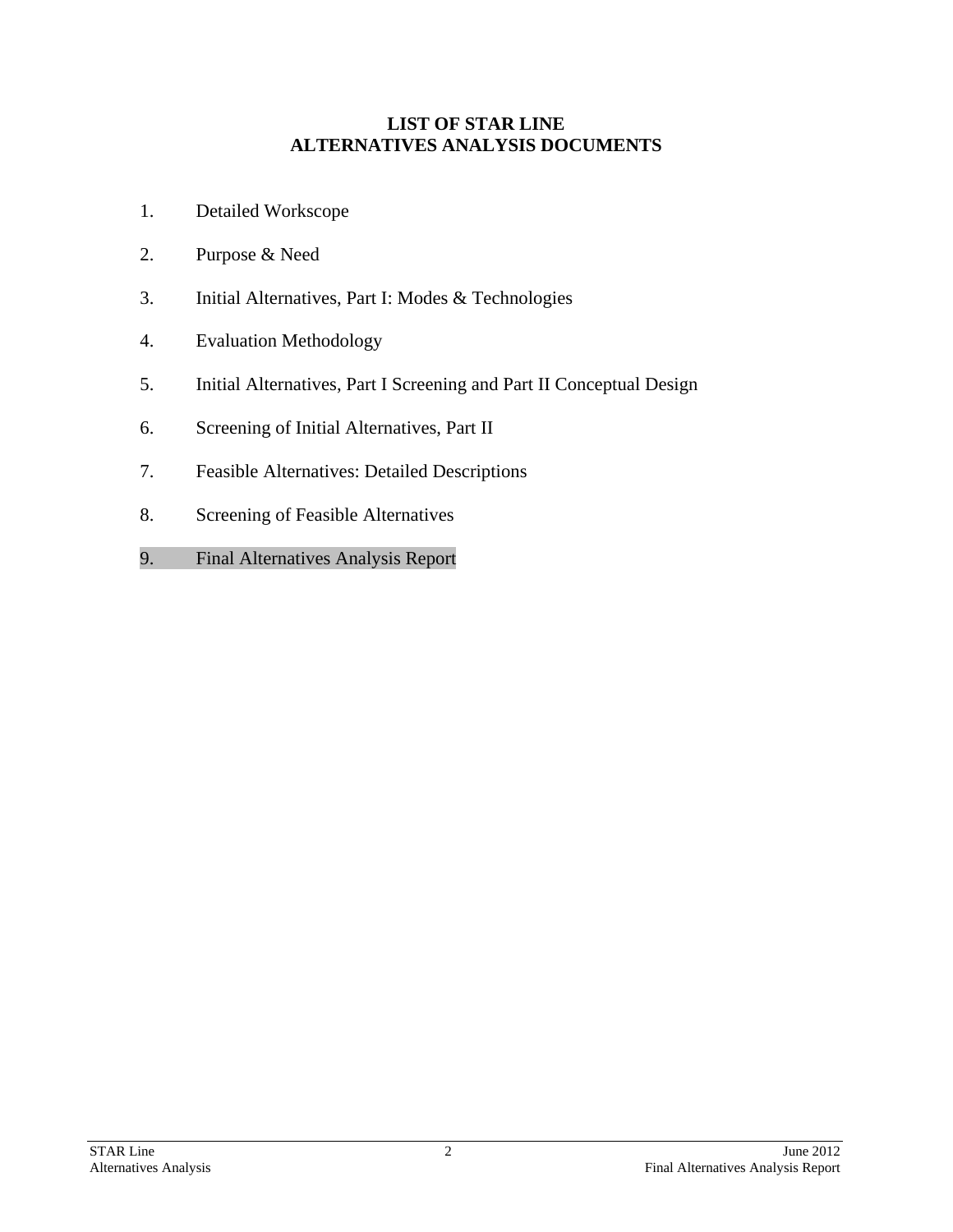# LIST OF STAR LINE ALTERNATIVES ANALYSIS DOCUMENTS

1. Detailed Workscope
2. Purpose & Need
3. Initial Alternatives, Part I: Modes & Technologies
4. Evaluation Methodology
5. Initial Alternatives, Part I Screening and Part II Conceptual Design
6. Screening of Initial Alternatives, Part II
7. Feasible Alternatives: Detailed Descriptions
8. Screening of Feasible Alternatives
9. Final Alternatives Analysis Report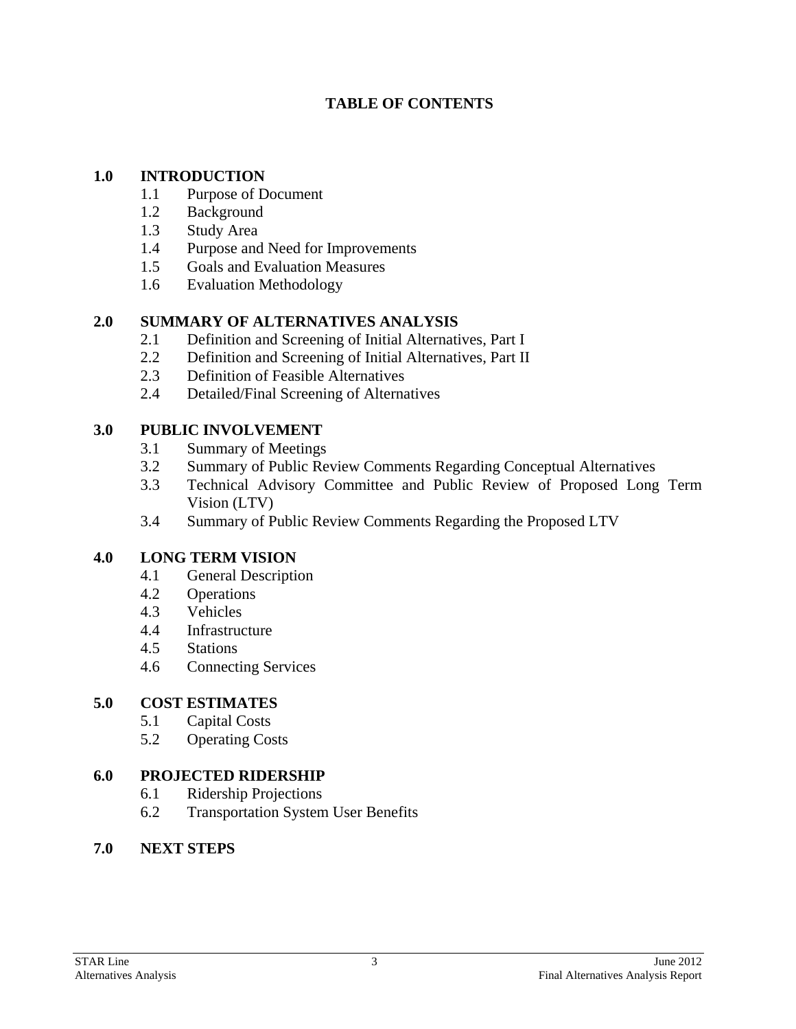# TABLE OF CONTENTS

**1.0 INTRODUCTION**
- 1.1 Purpose of Document
- 1.2 Background
- 1.3 Study Area
- 1.4 Purpose and Need for Improvements
- 1.5 Goals and Evaluation Measures
- 1.6 Evaluation Methodology

**2.0 SUMMARY OF ALTERNATIVES ANALYSIS**
- 2.1 Definition and Screening of Initial Alternatives, Part I
- 2.2 Definition and Screening of Initial Alternatives, Part II
- 2.3 Definition of Feasible Alternatives
- 2.4 Detailed/Final Screening of Alternatives

**3.0 PUBLIC INVOLVEMENT**
- 3.1 Summary of Meetings
- 3.2 Summary of Public Review Comments Regarding Conceptual Alternatives
- 3.3 Technical Advisory Committee and Public Review of Proposed Long Term Vision (LTV)
- 3.4 Summary of Public Review Comments Regarding the Proposed LTV

**4.0 LONG TERM VISION**
- 4.1 General Description
- 4.2 Operations
- 4.3 Vehicles
- 4.4 Infrastructure
- 4.5 Stations
- 4.6 Connecting Services

**5.0 COST ESTIMATES**
- 5.1 Capital Costs
- 5.2 Operating Costs

**6.0 PROJECTED RIDERSHIP**
- 6.1 Ridership Projections
- 6.2 Transportation System User Benefits

**7.0 NEXT STEPS**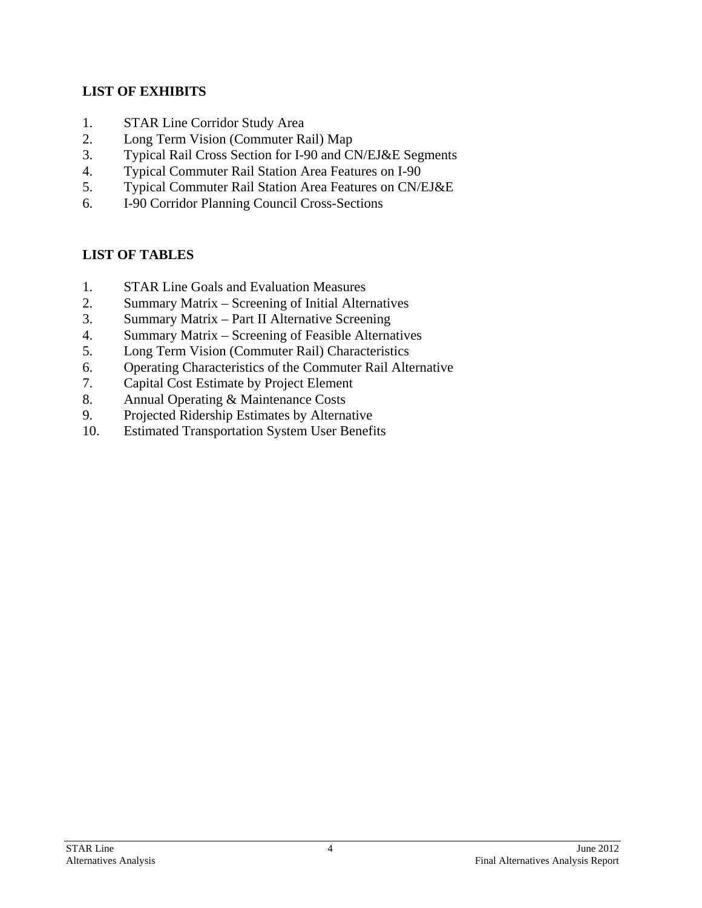## LIST OF EXHIBITS

1. STAR Line Corridor Study Area
2. Long Term Vision (Commuter Rail) Map
3. Typical Rail Cross Section for I-90 and CN/EJ&E Segments
4. Typical Commuter Rail Station Area Features on I-90
5. Typical Commuter Rail Station Area Features on CN/EJ&E
6. I-90 Corridor Planning Council Cross-Sections

## LIST OF TABLES

1. STAR Line Goals and Evaluation Measures
2. Summary Matrix – Screening of Initial Alternatives
3. Summary Matrix – Part II Alternative Screening
4. Summary Matrix – Screening of Feasible Alternatives
5. Long Term Vision (Commuter Rail) Characteristics
6. Operating Characteristics of the Commuter Rail Alternative
7. Capital Cost Estimate by Project Element
8. Annual Operating & Maintenance Costs
9. Projected Ridership Estimates by Alternative
10. Estimated Transportation System User Benefits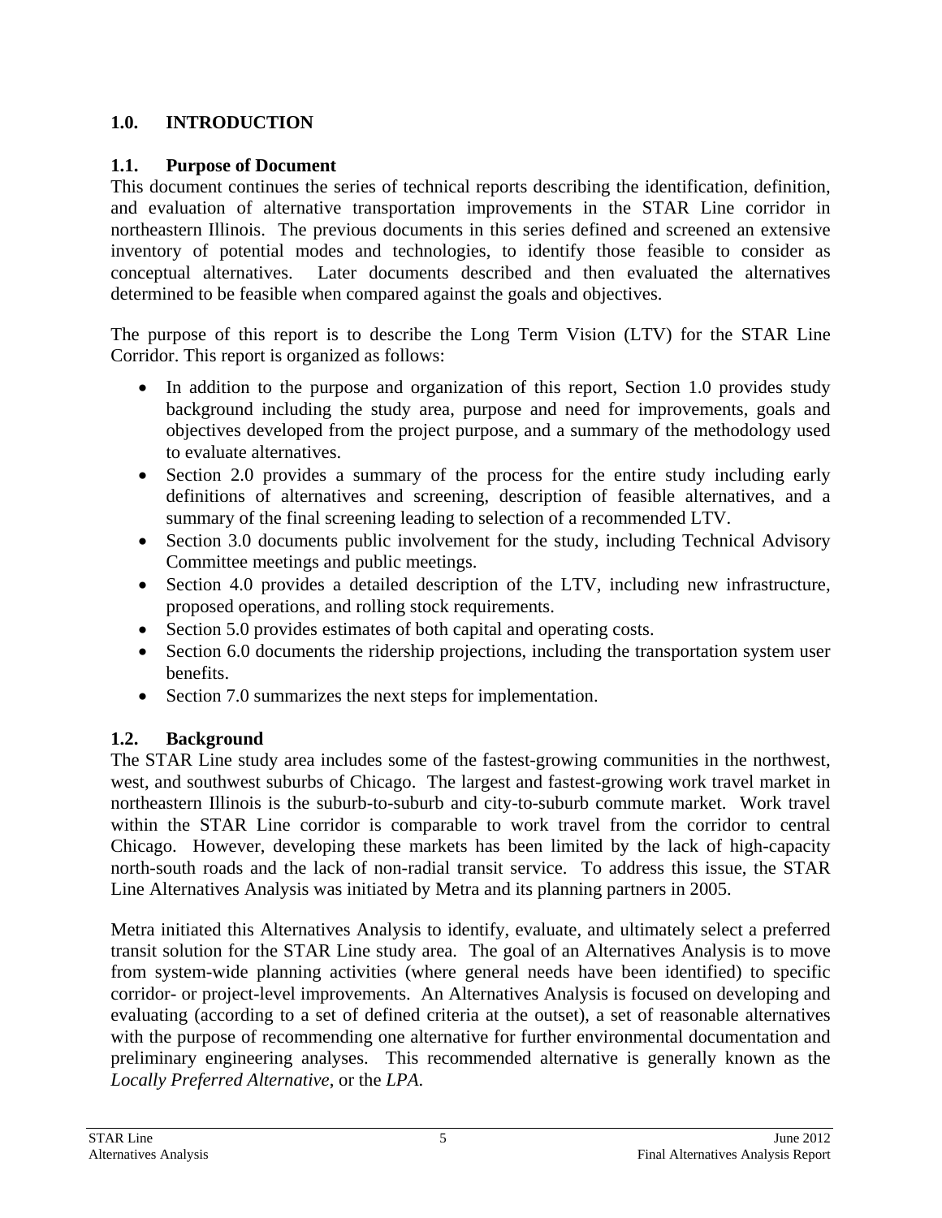# 1.0. INTRODUCTION

## 1.1. Purpose of Document

This document continues the series of technical reports describing the identification, definition, and evaluation of alternative transportation improvements in the STAR Line corridor in northeastern Illinois. The previous documents in this series defined and screened an extensive inventory of potential modes and technologies, to identify those feasible to consider as conceptual alternatives. Later documents described and then evaluated the alternatives determined to be feasible when compared against the goals and objectives.

The purpose of this report is to describe the Long Term Vision (LTV) for the STAR Line Corridor. This report is organized as follows:

- In addition to the purpose and organization of this report, Section 1.0 provides study background including the study area, purpose and need for improvements, goals and objectives developed from the project purpose, and a summary of the methodology used to evaluate alternatives.
- Section 2.0 provides a summary of the process for the entire study including early definitions of alternatives and screening, description of feasible alternatives, and a summary of the final screening leading to selection of a recommended LTV.
- Section 3.0 documents public involvement for the study, including Technical Advisory Committee meetings and public meetings.
- Section 4.0 provides a detailed description of the LTV, including new infrastructure, proposed operations, and rolling stock requirements.
- Section 5.0 provides estimates of both capital and operating costs.
- Section 6.0 documents the ridership projections, including the transportation system user benefits.
- Section 7.0 summarizes the next steps for implementation.

## 1.2. Background

The STAR Line study area includes some of the fastest-growing communities in the northwest, west, and southwest suburbs of Chicago. The largest and fastest-growing work travel market in northeastern Illinois is the suburb-to-suburb and city-to-suburb commute market. Work travel within the STAR Line corridor is comparable to work travel from the corridor to central Chicago. However, developing these markets has been limited by the lack of high-capacity north-south roads and the lack of non-radial transit service. To address this issue, the STAR Line Alternatives Analysis was initiated by Metra and its planning partners in 2005.

Metra initiated this Alternatives Analysis to identify, evaluate, and ultimately select a preferred transit solution for the STAR Line study area. The goal of an Alternatives Analysis is to move from system-wide planning activities (where general needs have been identified) to specific corridor- or project-level improvements. An Alternatives Analysis is focused on developing and evaluating (according to a set of defined criteria at the outset), a set of reasonable alternatives with the purpose of recommending one alternative for further environmental documentation and preliminary engineering analyses. This recommended alternative is generally known as the *Locally Preferred Alternative*, or the *LPA.*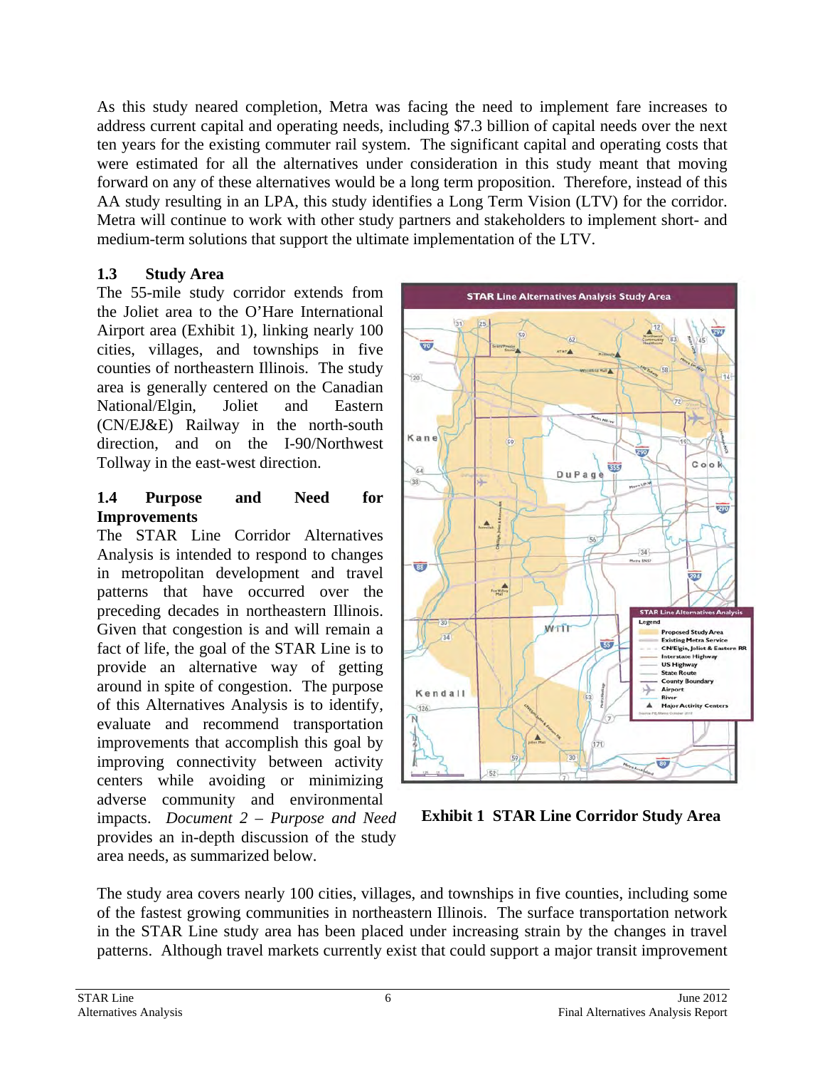As this study neared completion, Metra was facing the need to implement fare increases to address current capital and operating needs, including $7.3 billion of capital needs over the next ten years for the existing commuter rail system. The significant capital and operating costs that were estimated for all the alternatives under consideration in this study meant that moving forward on any of these alternatives would be a long term proposition. Therefore, instead of this AA study resulting in an LPA, this study identifies a Long Term Vision (LTV) for the corridor. Metra will continue to work with other study partners and stakeholders to implement short- and medium-term solutions that support the ultimate implementation of the LTV.

## 1.3 Study Area

The 55-mile study corridor extends from the Joliet area to the O'Hare International Airport area (Exhibit 1), linking nearly 100 cities, villages, and townships in five counties of northeastern Illinois. The study area is generally centered on the Canadian National/Elgin, Joliet and Eastern (CN/EJ&E) Railway in the north-south direction, and on the I-90/Northwest Tollway in the east-west direction.

**Exhibit 1 STAR Line Corridor Study Area**

## 1.4 Purpose and Need for Improvements

The STAR Line Corridor Alternatives Analysis is intended to respond to changes in metropolitan development and travel patterns that have occurred over the preceding decades in northeastern Illinois. Given that congestion is and will remain a fact of life, the goal of the STAR Line is to provide an alternative way of getting around in spite of congestion. The purpose of this Alternatives Analysis is to identify, evaluate and recommend transportation improvements that accomplish this goal by improving connectivity between activity centers while avoiding or minimizing adverse community and environmental impacts. *Document 2 – Purpose and Need* provides an in-depth discussion of the study area needs, as summarized below.

The study area covers nearly 100 cities, villages, and townships in five counties, including some of the fastest growing communities in northeastern Illinois. The surface transportation network in the STAR Line study area has been placed under increasing strain by the changes in travel patterns. Although travel markets currently exist that could support a major transit improvement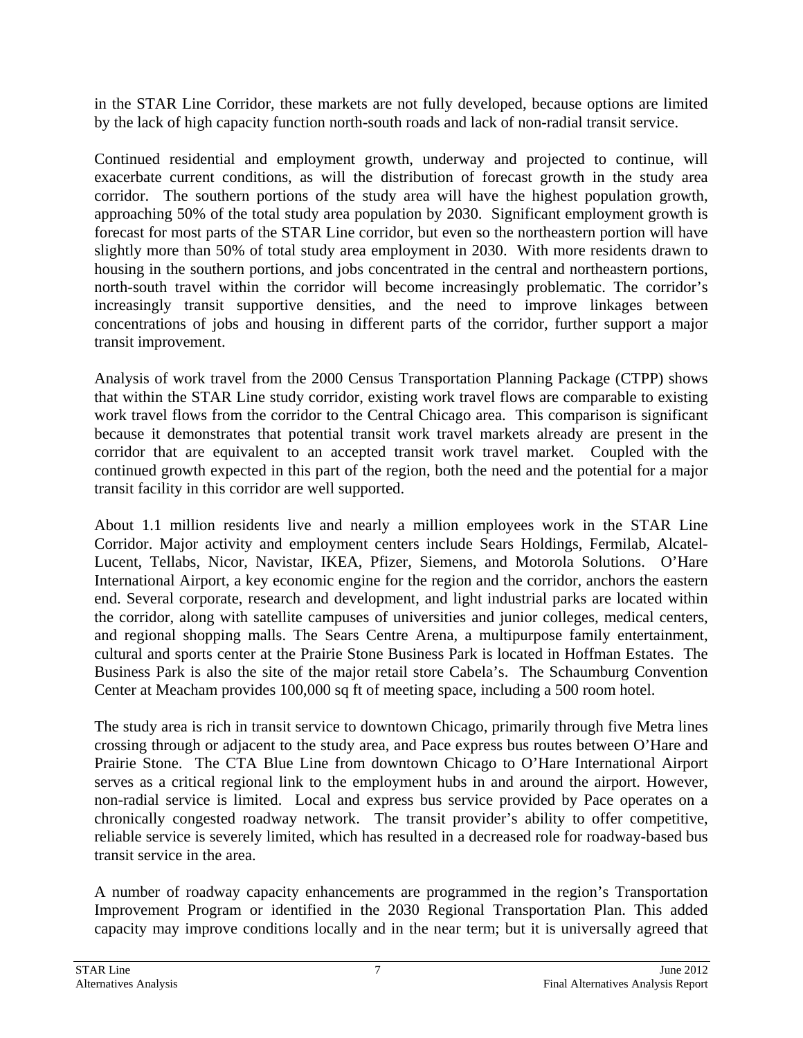in the STAR Line Corridor, these markets are not fully developed, because options are limited by the lack of high capacity function north-south roads and lack of non-radial transit service.

Continued residential and employment growth, underway and projected to continue, will exacerbate current conditions, as will the distribution of forecast growth in the study area corridor. The southern portions of the study area will have the highest population growth, approaching 50% of the total study area population by 2030. Significant employment growth is forecast for most parts of the STAR Line corridor, but even so the northeastern portion will have slightly more than 50% of total study area employment in 2030. With more residents drawn to housing in the southern portions, and jobs concentrated in the central and northeastern portions, north-south travel within the corridor will become increasingly problematic. The corridor's increasingly transit supportive densities, and the need to improve linkages between concentrations of jobs and housing in different parts of the corridor, further support a major transit improvement.

Analysis of work travel from the 2000 Census Transportation Planning Package (CTPP) shows that within the STAR Line study corridor, existing work travel flows are comparable to existing work travel flows from the corridor to the Central Chicago area. This comparison is significant because it demonstrates that potential transit work travel markets already are present in the corridor that are equivalent to an accepted transit work travel market. Coupled with the continued growth expected in this part of the region, both the need and the potential for a major transit facility in this corridor are well supported.

About 1.1 million residents live and nearly a million employees work in the STAR Line Corridor. Major activity and employment centers include Sears Holdings, Fermilab, Alcatel-Lucent, Tellabs, Nicor, Navistar, IKEA, Pfizer, Siemens, and Motorola Solutions. O'Hare International Airport, a key economic engine for the region and the corridor, anchors the eastern end. Several corporate, research and development, and light industrial parks are located within the corridor, along with satellite campuses of universities and junior colleges, medical centers, and regional shopping malls. The Sears Centre Arena, a multipurpose family entertainment, cultural and sports center at the Prairie Stone Business Park is located in Hoffman Estates. The Business Park is also the site of the major retail store Cabela's. The Schaumburg Convention Center at Meacham provides 100,000 sq ft of meeting space, including a 500 room hotel.

The study area is rich in transit service to downtown Chicago, primarily through five Metra lines crossing through or adjacent to the study area, and Pace express bus routes between O'Hare and Prairie Stone. The CTA Blue Line from downtown Chicago to O'Hare International Airport serves as a critical regional link to the employment hubs in and around the airport. However, non-radial service is limited. Local and express bus service provided by Pace operates on a chronically congested roadway network. The transit provider's ability to offer competitive, reliable service is severely limited, which has resulted in a decreased role for roadway-based bus transit service in the area.

A number of roadway capacity enhancements are programmed in the region's Transportation Improvement Program or identified in the 2030 Regional Transportation Plan. This added capacity may improve conditions locally and in the near term; but it is universally agreed that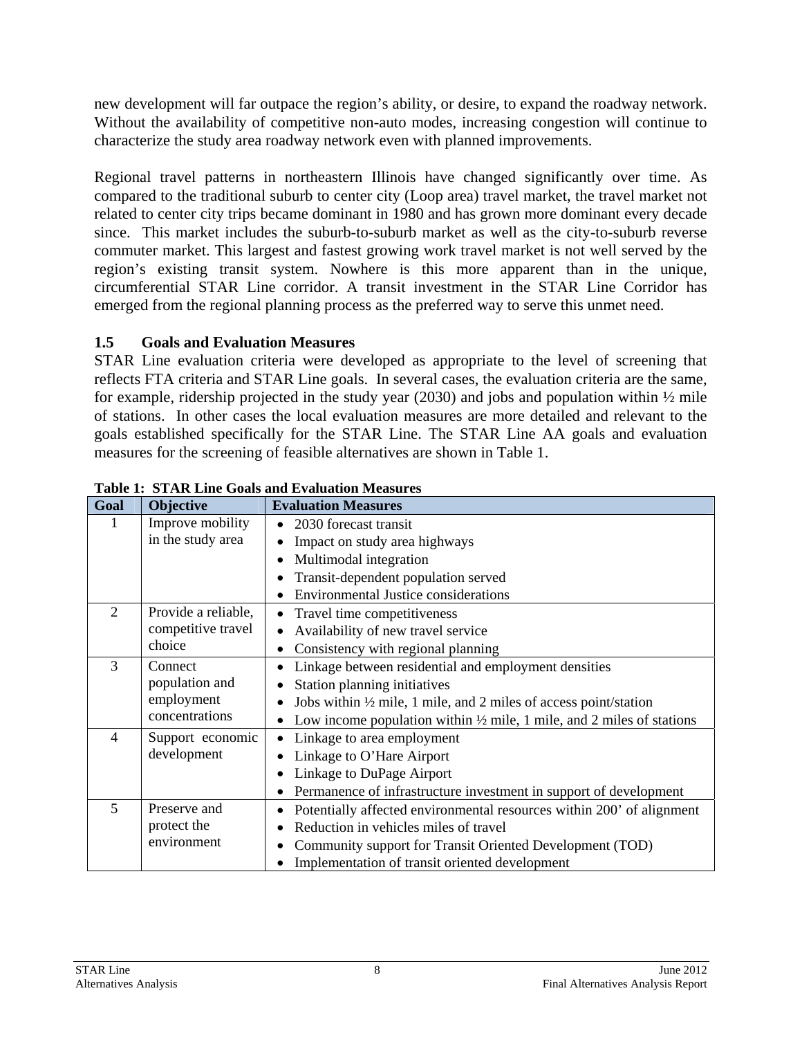new development will far outpace the region's ability, or desire, to expand the roadway network. Without the availability of competitive non-auto modes, increasing congestion will continue to characterize the study area roadway network even with planned improvements.

Regional travel patterns in northeastern Illinois have changed significantly over time. As compared to the traditional suburb to center city (Loop area) travel market, the travel market not related to center city trips became dominant in 1980 and has grown more dominant every decade since. This market includes the suburb-to-suburb market as well as the city-to-suburb reverse commuter market. This largest and fastest growing work travel market is not well served by the region's existing transit system. Nowhere is this more apparent than in the unique, circumferential STAR Line corridor. A transit investment in the STAR Line Corridor has emerged from the regional planning process as the preferred way to serve this unmet need.

### 1.5 Goals and Evaluation Measures

STAR Line evaluation criteria were developed as appropriate to the level of screening that reflects FTA criteria and STAR Line goals. In several cases, the evaluation criteria are the same, for example, ridership projected in the study year (2030) and jobs and population within ½ mile of stations. In other cases the local evaluation measures are more detailed and relevant to the goals established specifically for the STAR Line. The STAR Line AA goals and evaluation measures for the screening of feasible alternatives are shown in Table 1.

**Table 1: STAR Line Goals and Evaluation Measures**

| Goal | Objective | Evaluation Measures |
|---|---|---|
| 1 | Improve mobility in the study area | • 2030 forecast transit<br>• Impact on study area highways<br>• Multimodal integration<br>• Transit-dependent population served<br>• Environmental Justice considerations |
| 2 | Provide a reliable, competitive travel choice | • Travel time competitiveness<br>• Availability of new travel service<br>• Consistency with regional planning |
| 3 | Connect population and employment concentrations | • Linkage between residential and employment densities<br>• Station planning initiatives<br>• Jobs within ½ mile, 1 mile, and 2 miles of access point/station<br>• Low income population within ½ mile, 1 mile, and 2 miles of stations |
| 4 | Support economic development | • Linkage to area employment<br>• Linkage to O'Hare Airport<br>• Linkage to DuPage Airport<br>• Permanence of infrastructure investment in support of development |
| 5 | Preserve and protect the environment | • Potentially affected environmental resources within 200' of alignment<br>• Reduction in vehicles miles of travel<br>• Community support for Transit Oriented Development (TOD)<br>• Implementation of transit oriented development |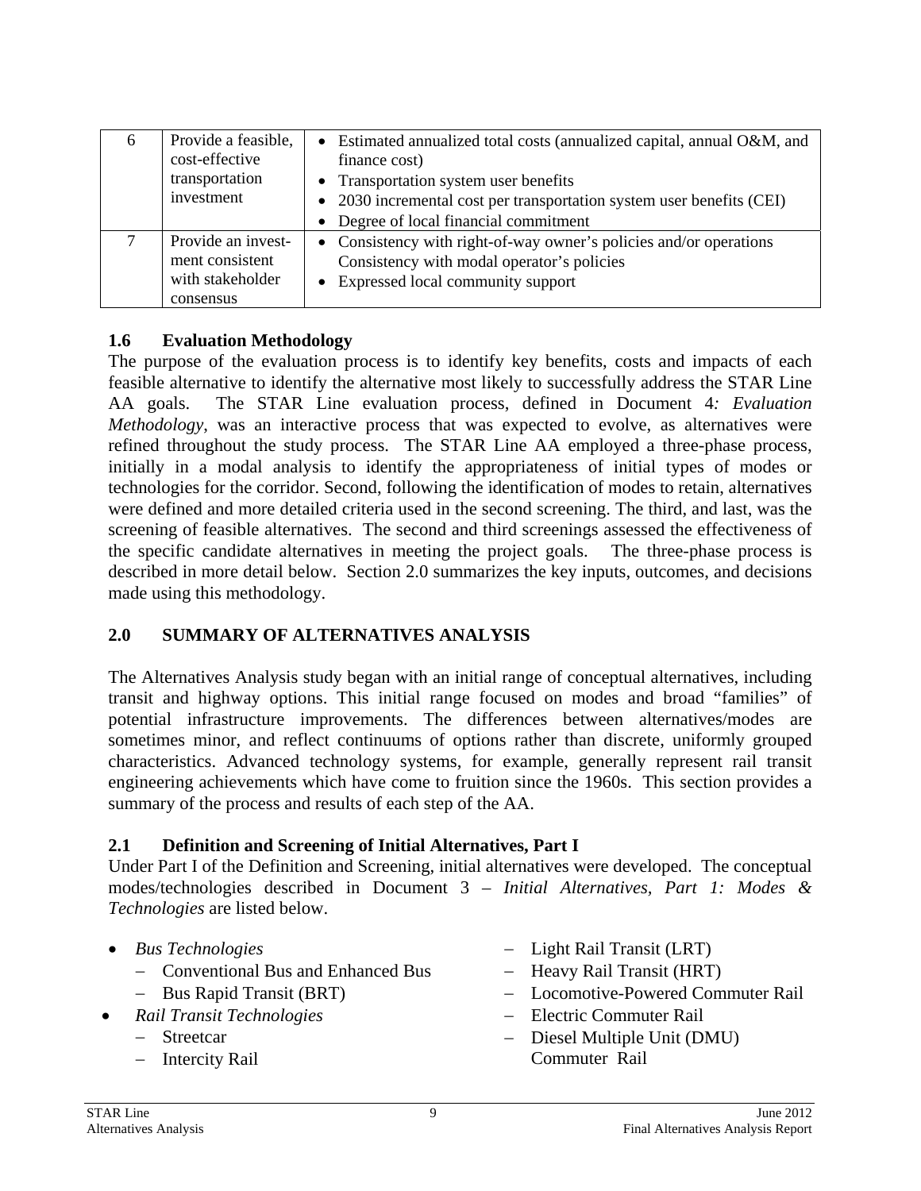| 6 | Provide a feasible, cost-effective transportation investment | • Estimated annualized total costs (annualized capital, annual O&M, and finance cost)<br>• Transportation system user benefits<br>• 2030 incremental cost per transportation system user benefits (CEI)<br>• Degree of local financial commitment |
|---|---|---|
| 7 | Provide an investment consistent with stakeholder consensus | • Consistency with right-of-way owner's policies and/or operations Consistency with modal operator's policies<br>• Expressed local community support |

### 1.6 Evaluation Methodology

The purpose of the evaluation process is to identify key benefits, costs and impacts of each feasible alternative to identify the alternative most likely to successfully address the STAR Line AA goals. The STAR Line evaluation process, defined in Document 4*: Evaluation Methodology*, was an interactive process that was expected to evolve, as alternatives were refined throughout the study process. The STAR Line AA employed a three-phase process, initially in a modal analysis to identify the appropriateness of initial types of modes or technologies for the corridor. Second, following the identification of modes to retain, alternatives were defined and more detailed criteria used in the second screening. The third, and last, was the screening of feasible alternatives. The second and third screenings assessed the effectiveness of the specific candidate alternatives in meeting the project goals. The three-phase process is described in more detail below. Section 2.0 summarizes the key inputs, outcomes, and decisions made using this methodology.

## 2.0 SUMMARY OF ALTERNATIVES ANALYSIS

The Alternatives Analysis study began with an initial range of conceptual alternatives, including transit and highway options. This initial range focused on modes and broad "families" of potential infrastructure improvements. The differences between alternatives/modes are sometimes minor, and reflect continuums of options rather than discrete, uniformly grouped characteristics. Advanced technology systems, for example, generally represent rail transit engineering achievements which have come to fruition since the 1960s. This section provides a summary of the process and results of each step of the AA.

### 2.1 Definition and Screening of Initial Alternatives, Part I

Under Part I of the Definition and Screening, initial alternatives were developed. The conceptual modes/technologies described in Document 3 – *Initial Alternatives, Part 1: Modes & Technologies* are listed below.

- *Bus Technologies*
  - Conventional Bus and Enhanced Bus
  - Bus Rapid Transit (BRT)
- *Rail Transit Technologies*
  - Streetcar
  - Intercity Rail
  - Light Rail Transit (LRT)
  - Heavy Rail Transit (HRT)
  - Locomotive-Powered Commuter Rail
  - Electric Commuter Rail
  - Diesel Multiple Unit (DMU) Commuter Rail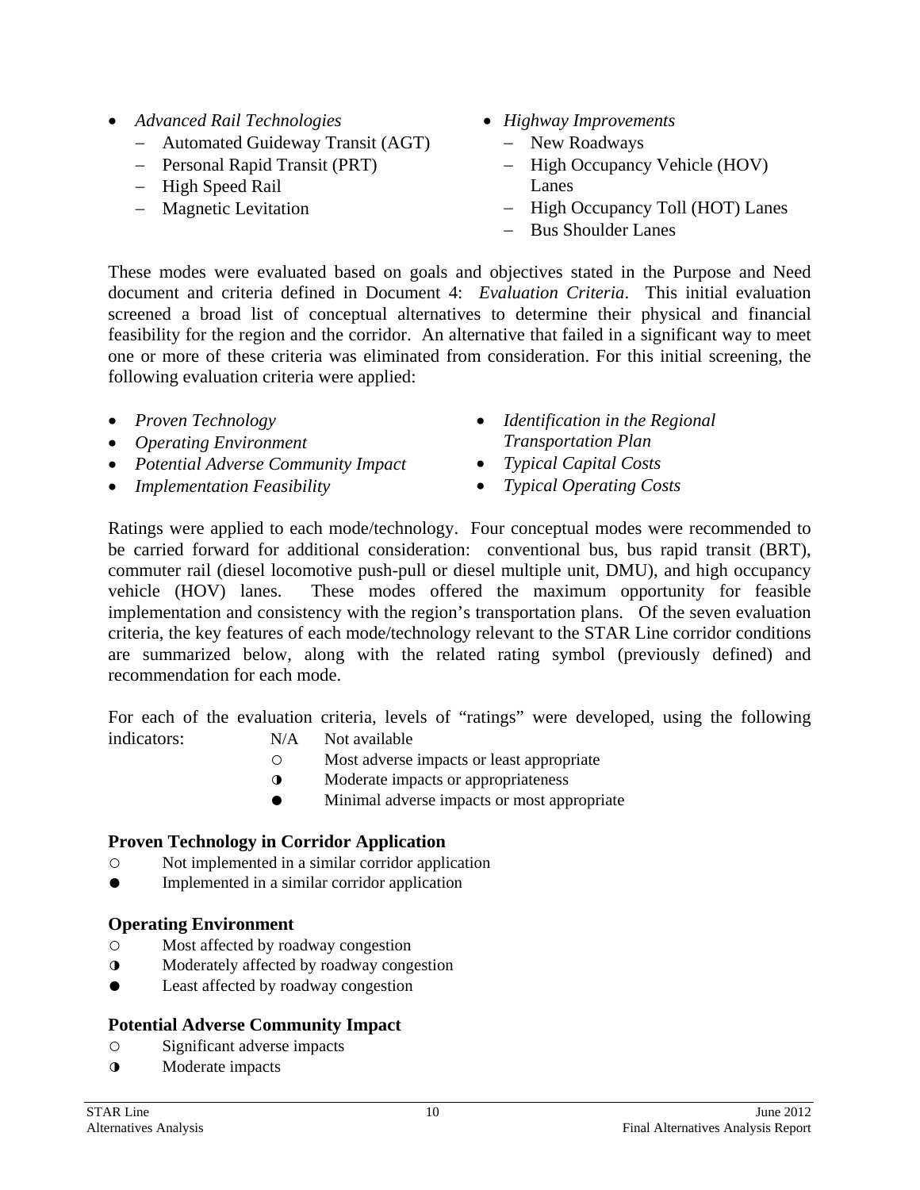- *Advanced Rail Technologies*
  - Automated Guideway Transit (AGT)
  - Personal Rapid Transit (PRT)
  - High Speed Rail
  - Magnetic Levitation
- *Highway Improvements*
  - New Roadways
  - High Occupancy Vehicle (HOV) Lanes
  - High Occupancy Toll (HOT) Lanes
  - Bus Shoulder Lanes

These modes were evaluated based on goals and objectives stated in the Purpose and Need document and criteria defined in Document 4: *Evaluation Criteria*. This initial evaluation screened a broad list of conceptual alternatives to determine their physical and financial feasibility for the region and the corridor. An alternative that failed in a significant way to meet one or more of these criteria was eliminated from consideration. For this initial screening, the following evaluation criteria were applied:

- *Proven Technology*
- *Operating Environment*
- *Potential Adverse Community Impact*
- *Implementation Feasibility*
- *Identification in the Regional Transportation Plan*
- *Typical Capital Costs*
- *Typical Operating Costs*

Ratings were applied to each mode/technology. Four conceptual modes were recommended to be carried forward for additional consideration: conventional bus, bus rapid transit (BRT), commuter rail (diesel locomotive push-pull or diesel multiple unit, DMU), and high occupancy vehicle (HOV) lanes. These modes offered the maximum opportunity for feasible implementation and consistency with the region's transportation plans. Of the seven evaluation criteria, the key features of each mode/technology relevant to the STAR Line corridor conditions are summarized below, along with the related rating symbol (previously defined) and recommendation for each mode.

For each of the evaluation criteria, levels of "ratings" were developed, using the following indicators:

| | |
|---|---|
| N/A | Not available |
| ○ | Most adverse impacts or least appropriate |
| ◑ | Moderate impacts or appropriateness |
| ● | Minimal adverse impacts or most appropriate |

**Proven Technology in Corridor Application**

| | |
|---|---|
| ○ | Not implemented in a similar corridor application |
| ● | Implemented in a similar corridor application |

**Operating Environment**

| | |
|---|---|
| ○ | Most affected by roadway congestion |
| ◑ | Moderately affected by roadway congestion |
| ● | Least affected by roadway congestion |

**Potential Adverse Community Impact**

| | |
|---|---|
| ○ | Significant adverse impacts |
| ◑ | Moderate impacts |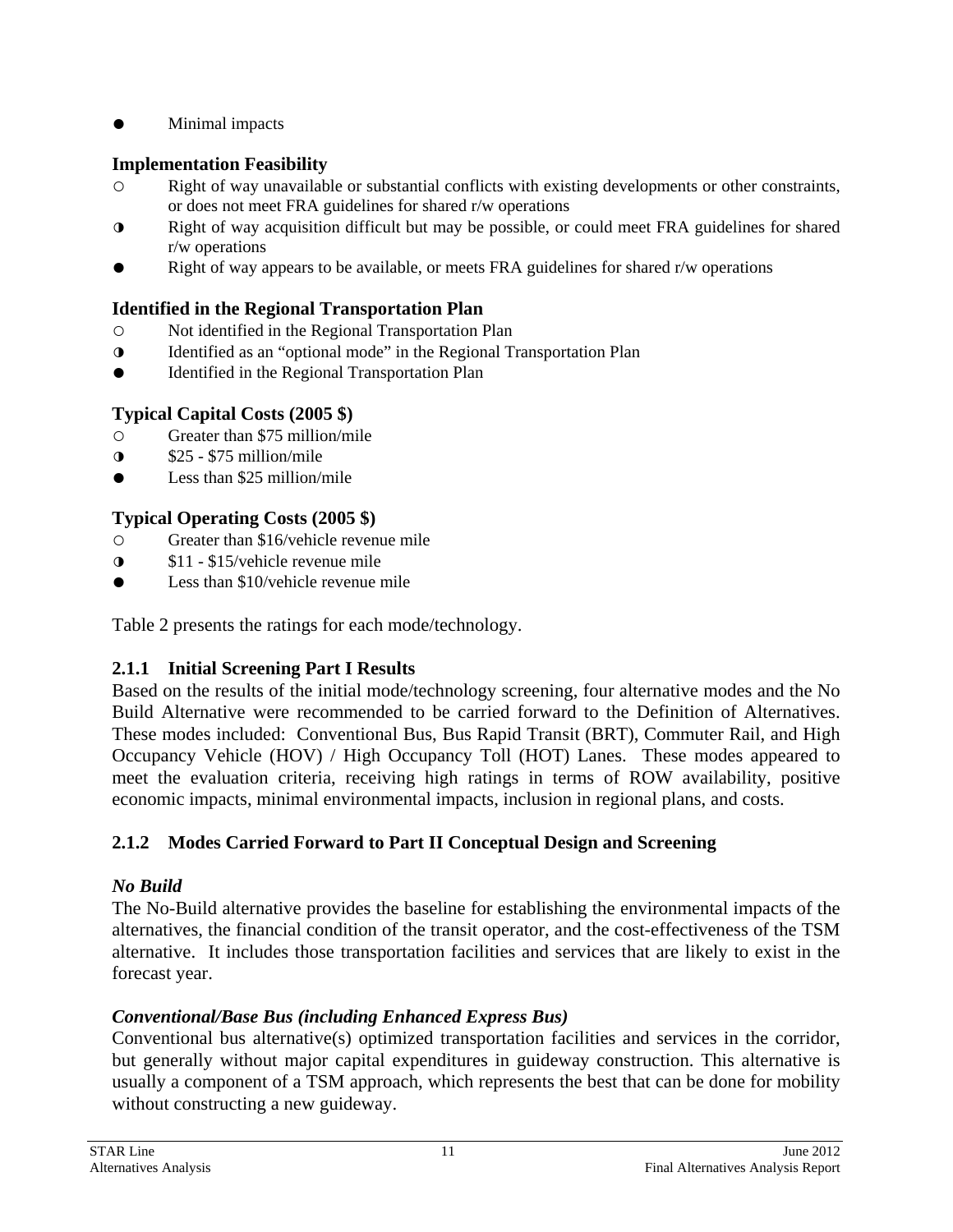- ● Minimal impacts

**Implementation Feasibility**

- ○ Right of way unavailable or substantial conflicts with existing developments or other constraints, or does not meet FRA guidelines for shared r/w operations
- ◑ Right of way acquisition difficult but may be possible, or could meet FRA guidelines for shared r/w operations
- ● Right of way appears to be available, or meets FRA guidelines for shared r/w operations

**Identified in the Regional Transportation Plan**

- ○ Not identified in the Regional Transportation Plan
- ◑ Identified as an "optional mode" in the Regional Transportation Plan
- ● Identified in the Regional Transportation Plan

**Typical Capital Costs (2005 $)**

- ○ Greater than $75 million/mile
- ◑ $25 - $75 million/mile
- ● Less than $25 million/mile

**Typical Operating Costs (2005 $)**

- ○ Greater than $16/vehicle revenue mile
- ◑ $11 - $15/vehicle revenue mile
- ● Less than $10/vehicle revenue mile

Table 2 presents the ratings for each mode/technology.

### 2.1.1 Initial Screening Part I Results

Based on the results of the initial mode/technology screening, four alternative modes and the No Build Alternative were recommended to be carried forward to the Definition of Alternatives. These modes included: Conventional Bus, Bus Rapid Transit (BRT), Commuter Rail, and High Occupancy Vehicle (HOV) / High Occupancy Toll (HOT) Lanes. These modes appeared to meet the evaluation criteria, receiving high ratings in terms of ROW availability, positive economic impacts, minimal environmental impacts, inclusion in regional plans, and costs.

### 2.1.2 Modes Carried Forward to Part II Conceptual Design and Screening

***No Build***

The No-Build alternative provides the baseline for establishing the environmental impacts of the alternatives, the financial condition of the transit operator, and the cost-effectiveness of the TSM alternative. It includes those transportation facilities and services that are likely to exist in the forecast year.

***Conventional/Base Bus (including Enhanced Express Bus)***

Conventional bus alternative(s) optimized transportation facilities and services in the corridor, but generally without major capital expenditures in guideway construction. This alternative is usually a component of a TSM approach, which represents the best that can be done for mobility without constructing a new guideway.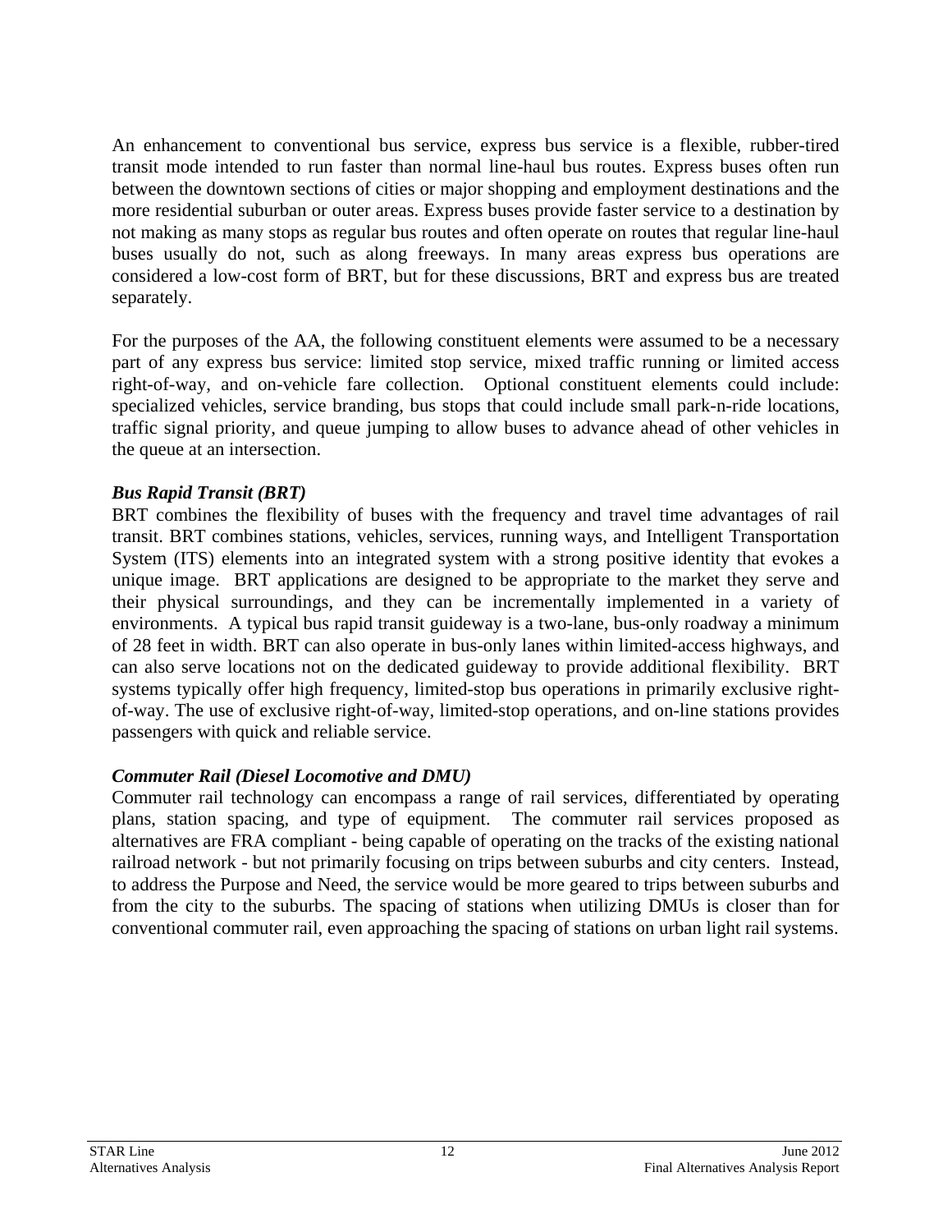An enhancement to conventional bus service, express bus service is a flexible, rubber-tired transit mode intended to run faster than normal line-haul bus routes. Express buses often run between the downtown sections of cities or major shopping and employment destinations and the more residential suburban or outer areas. Express buses provide faster service to a destination by not making as many stops as regular bus routes and often operate on routes that regular line-haul buses usually do not, such as along freeways. In many areas express bus operations are considered a low-cost form of BRT, but for these discussions, BRT and express bus are treated separately.

For the purposes of the AA, the following constituent elements were assumed to be a necessary part of any express bus service: limited stop service, mixed traffic running or limited access right-of-way, and on-vehicle fare collection. Optional constituent elements could include: specialized vehicles, service branding, bus stops that could include small park-n-ride locations, traffic signal priority, and queue jumping to allow buses to advance ahead of other vehicles in the queue at an intersection.

***Bus Rapid Transit (BRT)***

BRT combines the flexibility of buses with the frequency and travel time advantages of rail transit. BRT combines stations, vehicles, services, running ways, and Intelligent Transportation System (ITS) elements into an integrated system with a strong positive identity that evokes a unique image. BRT applications are designed to be appropriate to the market they serve and their physical surroundings, and they can be incrementally implemented in a variety of environments. A typical bus rapid transit guideway is a two-lane, bus-only roadway a minimum of 28 feet in width. BRT can also operate in bus-only lanes within limited-access highways, and can also serve locations not on the dedicated guideway to provide additional flexibility. BRT systems typically offer high frequency, limited-stop bus operations in primarily exclusive right-of-way. The use of exclusive right-of-way, limited-stop operations, and on-line stations provides passengers with quick and reliable service.

***Commuter Rail (Diesel Locomotive and DMU)***

Commuter rail technology can encompass a range of rail services, differentiated by operating plans, station spacing, and type of equipment. The commuter rail services proposed as alternatives are FRA compliant - being capable of operating on the tracks of the existing national railroad network - but not primarily focusing on trips between suburbs and city centers. Instead, to address the Purpose and Need, the service would be more geared to trips between suburbs and from the city to the suburbs. The spacing of stations when utilizing DMUs is closer than for conventional commuter rail, even approaching the spacing of stations on urban light rail systems.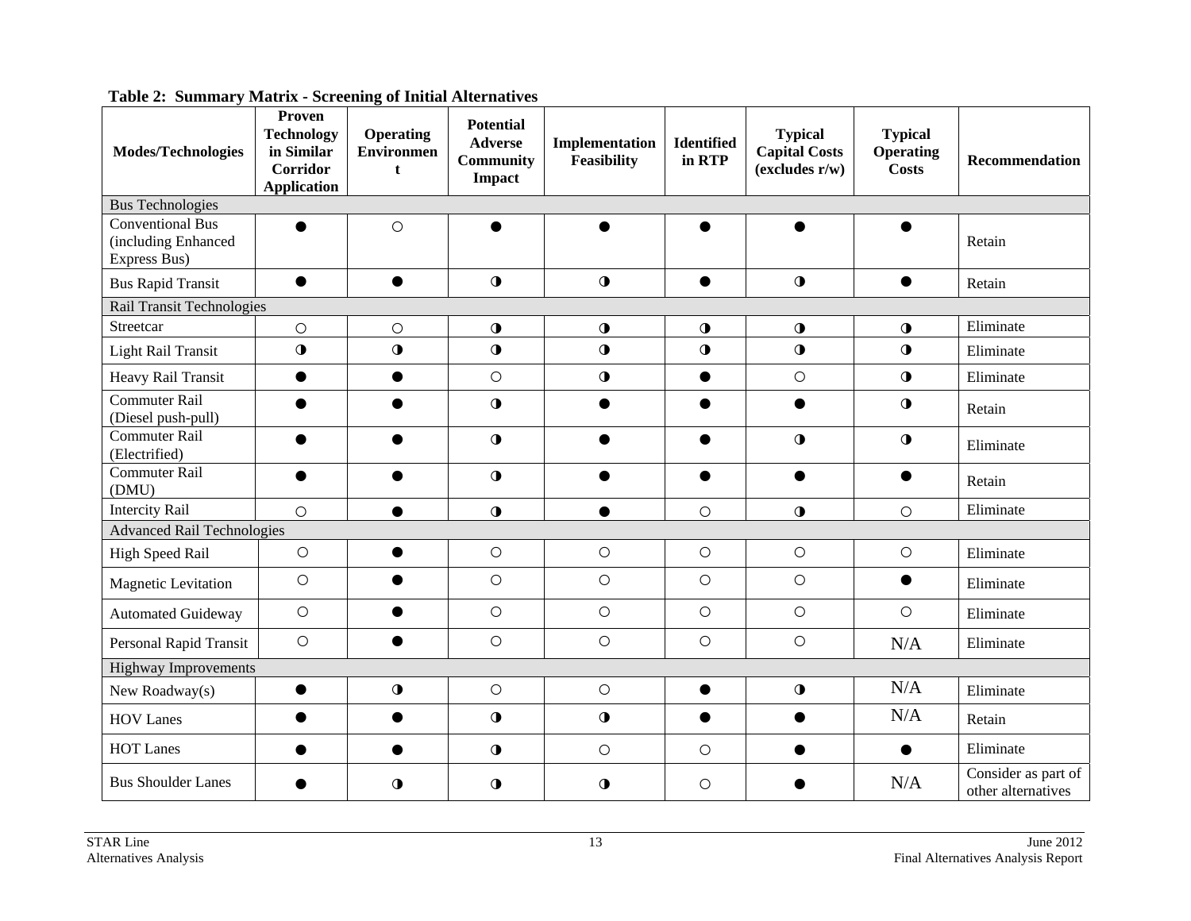**Table 2: Summary Matrix - Screening of Initial Alternatives**

| Modes/Technologies | Proven Technology in Similar Corridor Application | Operating Environment | Potential Adverse Community Impact | Implementation Feasibility | Identified in RTP | Typical Capital Costs (excludes r/w) | Typical Operating Costs | Recommendation |
|---|---|---|---|---|---|---|---|---|
| Bus Technologies | | | | | | | | |
| Conventional Bus (including Enhanced Express Bus) | ● | ○ | ● | ● | ● | ● | ● | Retain |
| Bus Rapid Transit | ● | ● | ◑ | ◑ | ● | ◑ | ● | Retain |
| Rail Transit Technologies | | | | | | | | |
| Streetcar | ○ | ○ | ◑ | ◑ | ◑ | ◑ | ◑ | Eliminate |
| Light Rail Transit | ◑ | ◑ | ◑ | ◑ | ◑ | ◑ | ◑ | Eliminate |
| Heavy Rail Transit | ● | ● | ○ | ◑ | ● | ○ | ◑ | Eliminate |
| Commuter Rail (Diesel push-pull) | ● | ● | ◑ | ● | ● | ● | ◑ | Retain |
| Commuter Rail (Electrified) | ● | ● | ◑ | ● | ● | ◑ | ◑ | Eliminate |
| Commuter Rail (DMU) | ● | ● | ◑ | ● | ● | ● | ● | Retain |
| Intercity Rail | ○ | ● | ◑ | ● | ○ | ◑ | ○ | Eliminate |
| Advanced Rail Technologies | | | | | | | | |
| High Speed Rail | ○ | ● | ○ | ○ | ○ | ○ | ○ | Eliminate |
| Magnetic Levitation | ○ | ● | ○ | ○ | ○ | ○ | ● | Eliminate |
| Automated Guideway | ○ | ● | ○ | ○ | ○ | ○ | ○ | Eliminate |
| Personal Rapid Transit | ○ | ● | ○ | ○ | ○ | ○ | N/A | Eliminate |
| Highway Improvements | | | | | | | | |
| New Roadway(s) | ● | ◑ | ○ | ○ | ● | ◑ | N/A | Eliminate |
| HOV Lanes | ● | ● | ◑ | ◑ | ● | ● | N/A | Retain |
| HOT Lanes | ● | ● | ◑ | ○ | ○ | ● | ● | Eliminate |
| Bus Shoulder Lanes | ● | ◑ | ◑ | ◑ | ○ | ● | N/A | Consider as part of other alternatives |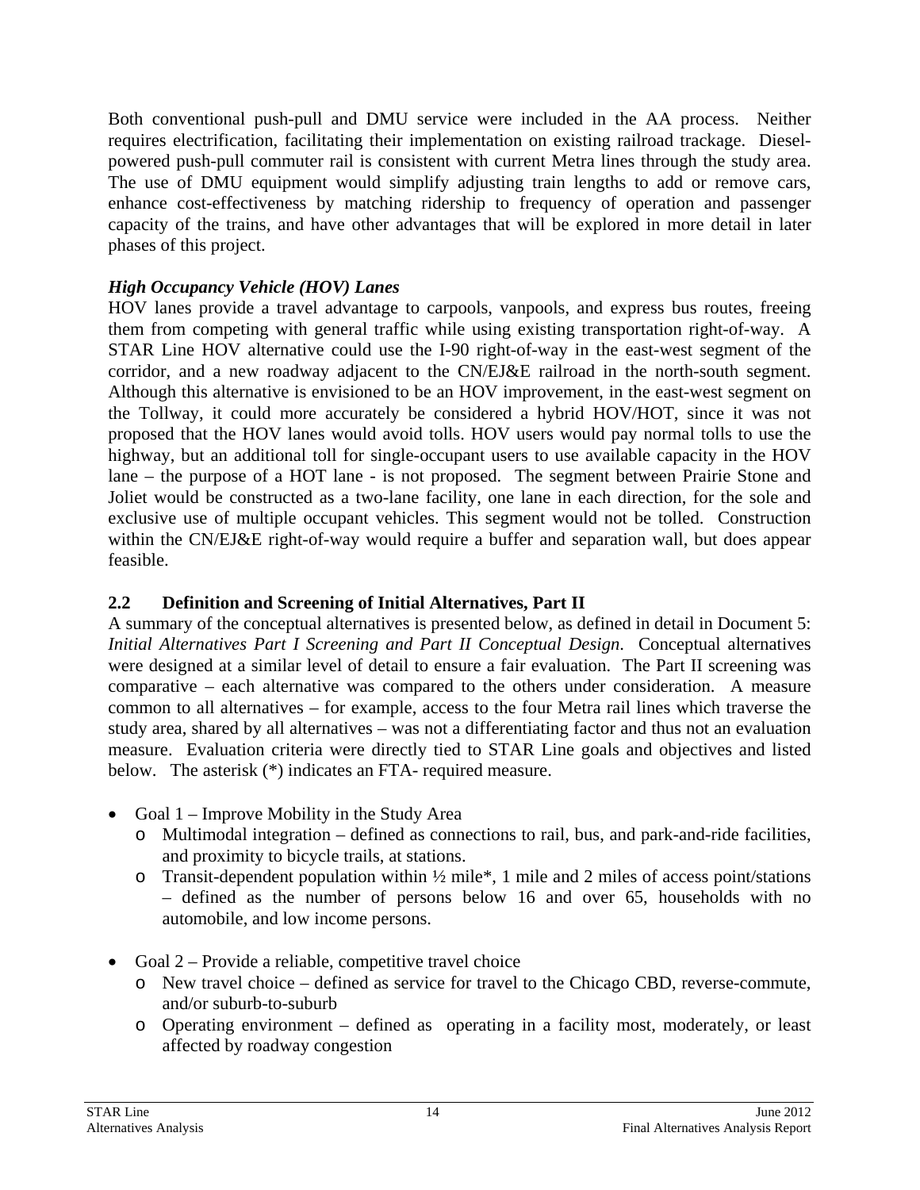Both conventional push-pull and DMU service were included in the AA process. Neither requires electrification, facilitating their implementation on existing railroad trackage. Diesel-powered push-pull commuter rail is consistent with current Metra lines through the study area. The use of DMU equipment would simplify adjusting train lengths to add or remove cars, enhance cost-effectiveness by matching ridership to frequency of operation and passenger capacity of the trains, and have other advantages that will be explored in more detail in later phases of this project.

***High Occupancy Vehicle (HOV) Lanes***

HOV lanes provide a travel advantage to carpools, vanpools, and express bus routes, freeing them from competing with general traffic while using existing transportation right-of-way. A STAR Line HOV alternative could use the I-90 right-of-way in the east-west segment of the corridor, and a new roadway adjacent to the CN/EJ&E railroad in the north-south segment. Although this alternative is envisioned to be an HOV improvement, in the east-west segment on the Tollway, it could more accurately be considered a hybrid HOV/HOT, since it was not proposed that the HOV lanes would avoid tolls. HOV users would pay normal tolls to use the highway, but an additional toll for single-occupant users to use available capacity in the HOV lane – the purpose of a HOT lane - is not proposed. The segment between Prairie Stone and Joliet would be constructed as a two-lane facility, one lane in each direction, for the sole and exclusive use of multiple occupant vehicles. This segment would not be tolled. Construction within the CN/EJ&E right-of-way would require a buffer and separation wall, but does appear feasible.

## 2.2 Definition and Screening of Initial Alternatives, Part II

A summary of the conceptual alternatives is presented below, as defined in detail in Document 5: *Initial Alternatives Part I Screening and Part II Conceptual Design*. Conceptual alternatives were designed at a similar level of detail to ensure a fair evaluation. The Part II screening was comparative – each alternative was compared to the others under consideration. A measure common to all alternatives – for example, access to the four Metra rail lines which traverse the study area, shared by all alternatives – was not a differentiating factor and thus not an evaluation measure. Evaluation criteria were directly tied to STAR Line goals and objectives and listed below. The asterisk (*) indicates an FTA- required measure.

- Goal 1 – Improve Mobility in the Study Area
  - Multimodal integration – defined as connections to rail, bus, and park-and-ride facilities, and proximity to bicycle trails, at stations.
  - Transit-dependent population within ½ mile*, 1 mile and 2 miles of access point/stations – defined as the number of persons below 16 and over 65, households with no automobile, and low income persons.

- Goal 2 – Provide a reliable, competitive travel choice
  - New travel choice – defined as service for travel to the Chicago CBD, reverse-commute, and/or suburb-to-suburb
  - Operating environment – defined as operating in a facility most, moderately, or least affected by roadway congestion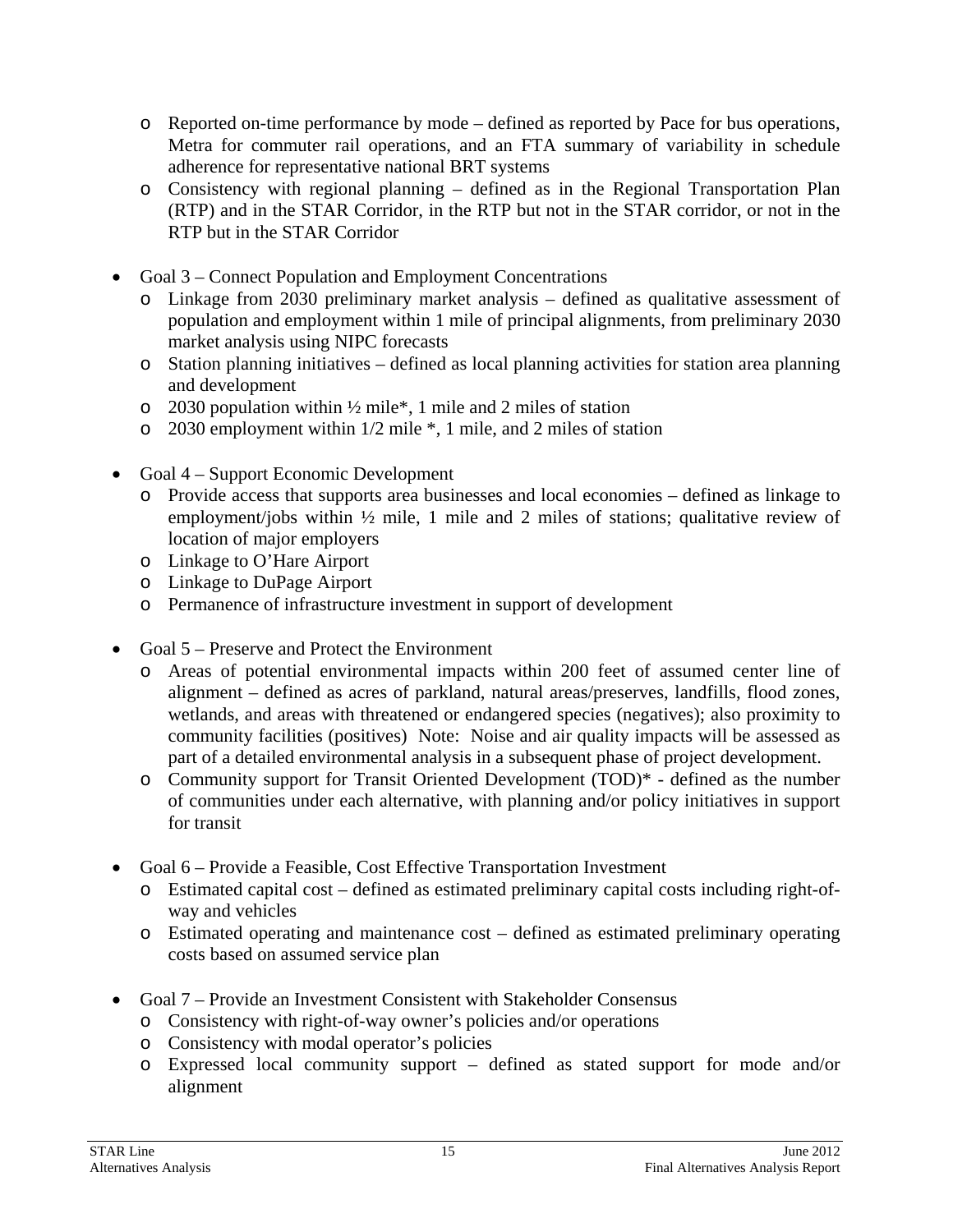- Reported on-time performance by mode – defined as reported by Pace for bus operations, Metra for commuter rail operations, and an FTA summary of variability in schedule adherence for representative national BRT systems
  - Consistency with regional planning – defined as in the Regional Transportation Plan (RTP) and in the STAR Corridor, in the RTP but not in the STAR corridor, or not in the RTP but in the STAR Corridor

- Goal 3 – Connect Population and Employment Concentrations
  - Linkage from 2030 preliminary market analysis – defined as qualitative assessment of population and employment within 1 mile of principal alignments, from preliminary 2030 market analysis using NIPC forecasts
  - Station planning initiatives – defined as local planning activities for station area planning and development
  - 2030 population within ½ mile*, 1 mile and 2 miles of station
  - 2030 employment within 1/2 mile *, 1 mile, and 2 miles of station

- Goal 4 – Support Economic Development
  - Provide access that supports area businesses and local economies – defined as linkage to employment/jobs within ½ mile, 1 mile and 2 miles of stations; qualitative review of location of major employers
  - Linkage to O'Hare Airport
  - Linkage to DuPage Airport
  - Permanence of infrastructure investment in support of development

- Goal 5 – Preserve and Protect the Environment
  - Areas of potential environmental impacts within 200 feet of assumed center line of alignment – defined as acres of parkland, natural areas/preserves, landfills, flood zones, wetlands, and areas with threatened or endangered species (negatives); also proximity to community facilities (positives) Note: Noise and air quality impacts will be assessed as part of a detailed environmental analysis in a subsequent phase of project development.
  - Community support for Transit Oriented Development (TOD)* - defined as the number of communities under each alternative, with planning and/or policy initiatives in support for transit

- Goal 6 – Provide a Feasible, Cost Effective Transportation Investment
  - Estimated capital cost – defined as estimated preliminary capital costs including right-of-way and vehicles
  - Estimated operating and maintenance cost – defined as estimated preliminary operating costs based on assumed service plan

- Goal 7 – Provide an Investment Consistent with Stakeholder Consensus
  - Consistency with right-of-way owner's policies and/or operations
  - Consistency with modal operator's policies
  - Expressed local community support – defined as stated support for mode and/or alignment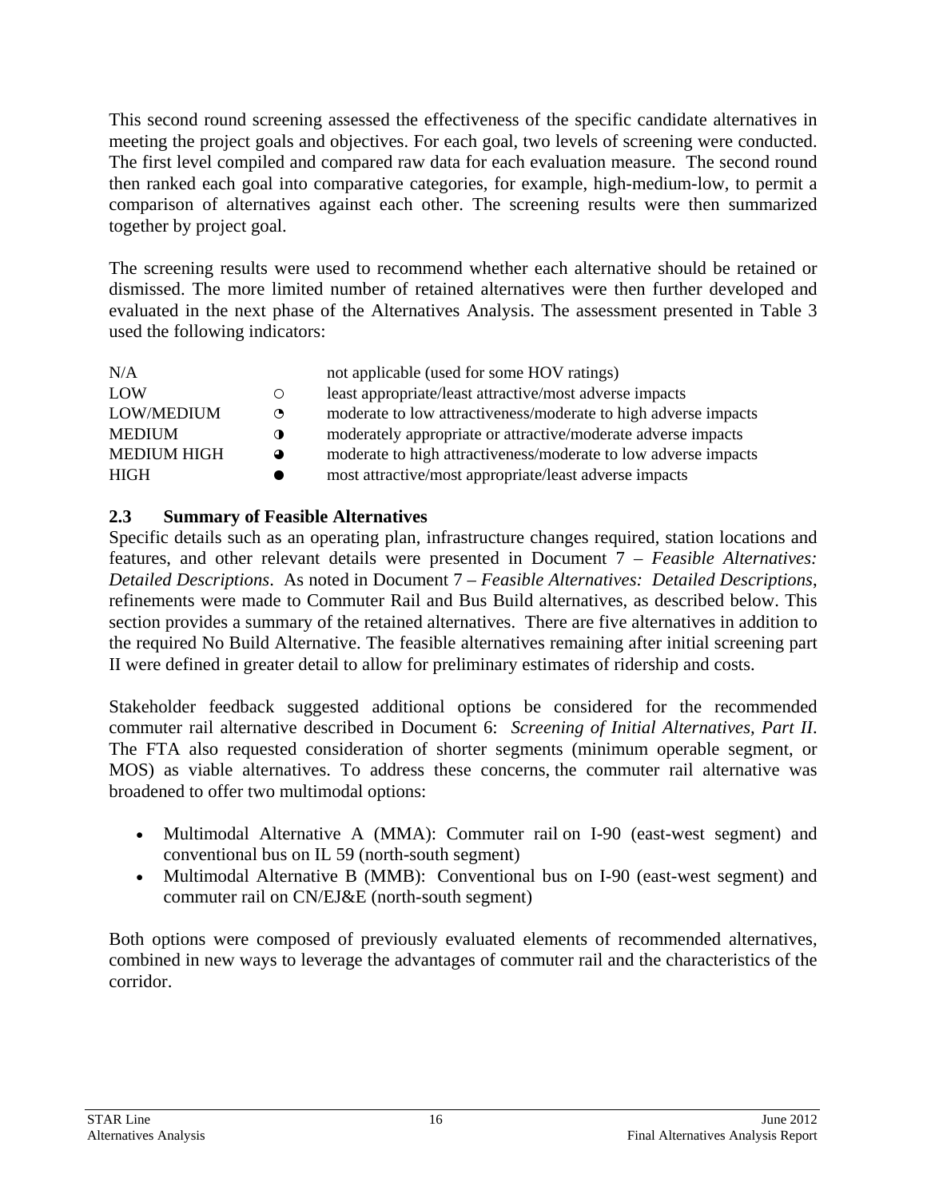This second round screening assessed the effectiveness of the specific candidate alternatives in meeting the project goals and objectives. For each goal, two levels of screening were conducted. The first level compiled and compared raw data for each evaluation measure. The second round then ranked each goal into comparative categories, for example, high-medium-low, to permit a comparison of alternatives against each other. The screening results were then summarized together by project goal.

The screening results were used to recommend whether each alternative should be retained or dismissed. The more limited number of retained alternatives were then further developed and evaluated in the next phase of the Alternatives Analysis. The assessment presented in Table 3 used the following indicators:

| | | |
|---|---|---|
| N/A | | not applicable (used for some HOV ratings) |
| LOW | ○ | least appropriate/least attractive/most adverse impacts |
| LOW/MEDIUM | ◔ | moderate to low attractiveness/moderate to high adverse impacts |
| MEDIUM | ◑ | moderately appropriate or attractive/moderate adverse impacts |
| MEDIUM HIGH | ◕ | moderate to high attractiveness/moderate to low adverse impacts |
| HIGH | ● | most attractive/most appropriate/least adverse impacts |

## 2.3 Summary of Feasible Alternatives

Specific details such as an operating plan, infrastructure changes required, station locations and features, and other relevant details were presented in Document 7 – *Feasible Alternatives: Detailed Descriptions*. As noted in Document 7 – *Feasible Alternatives: Detailed Descriptions*, refinements were made to Commuter Rail and Bus Build alternatives, as described below. This section provides a summary of the retained alternatives. There are five alternatives in addition to the required No Build Alternative. The feasible alternatives remaining after initial screening part II were defined in greater detail to allow for preliminary estimates of ridership and costs.

Stakeholder feedback suggested additional options be considered for the recommended commuter rail alternative described in Document 6: *Screening of Initial Alternatives, Part II*. The FTA also requested consideration of shorter segments (minimum operable segment, or MOS) as viable alternatives. To address these concerns, the commuter rail alternative was broadened to offer two multimodal options:

- Multimodal Alternative A (MMA): Commuter rail on I-90 (east-west segment) and conventional bus on IL 59 (north-south segment)
- Multimodal Alternative B (MMB): Conventional bus on I-90 (east-west segment) and commuter rail on CN/EJ&E (north-south segment)

Both options were composed of previously evaluated elements of recommended alternatives, combined in new ways to leverage the advantages of commuter rail and the characteristics of the corridor.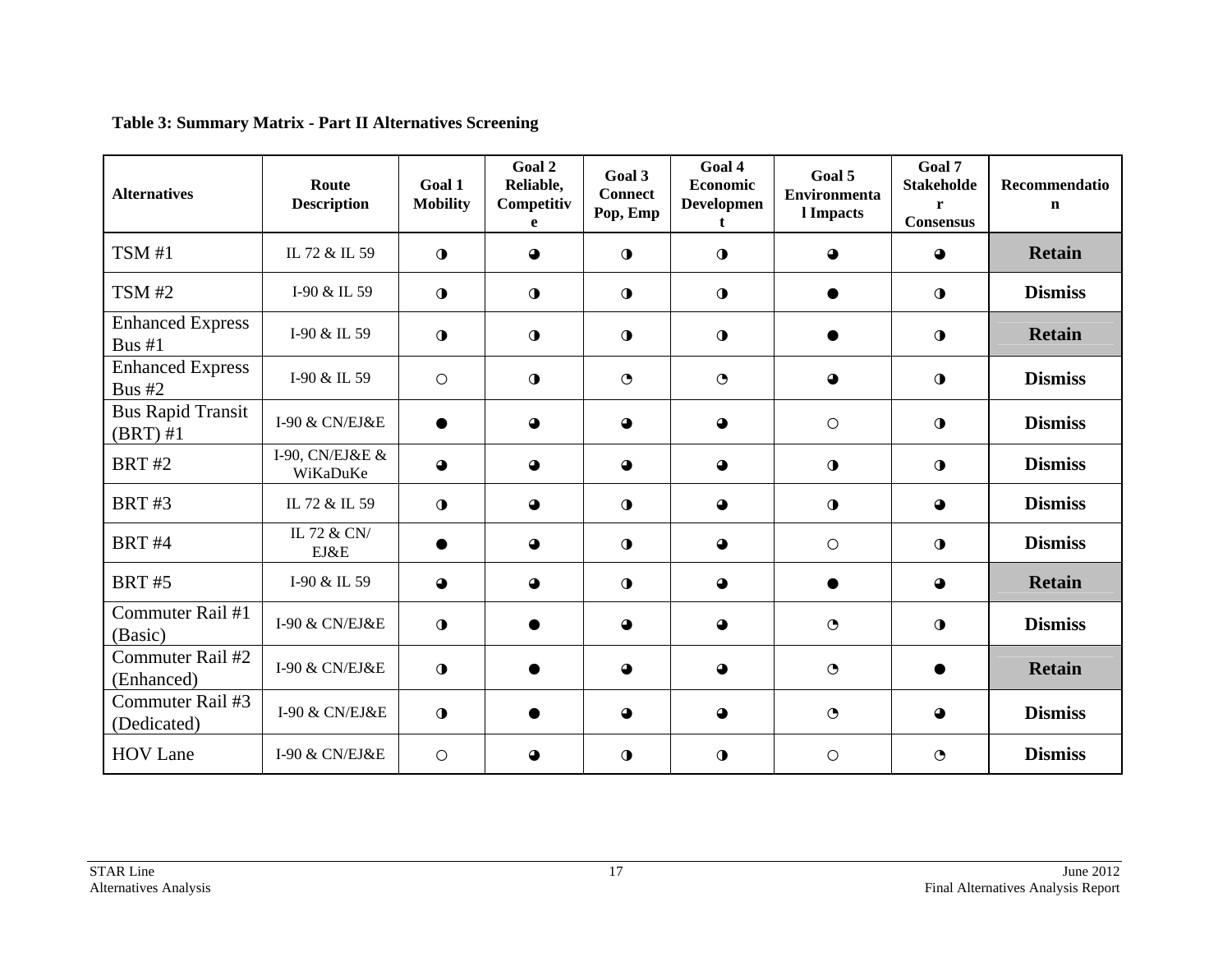**Table 3: Summary Matrix - Part II Alternatives Screening**

| Alternatives | Route Description | Goal 1 Mobility | Goal 2 Reliable, Competitive | Goal 3 Connect Pop, Emp | Goal 4 Economic Development | Goal 5 Environmental Impacts | Goal 7 Stakeholder Consensus | Recommendation |
|---|---|---|---|---|---|---|---|---|
| TSM #1 | IL 72 & IL 59 | ◑ | ◕ | ◑ | ◑ | ◕ | ◕ | **Retain** |
| TSM #2 | I-90 & IL 59 | ◑ | ◑ | ◑ | ◑ | ● | ◑ | **Dismiss** |
| Enhanced Express Bus #1 | I-90 & IL 59 | ◑ | ◑ | ◑ | ◑ | ● | ◑ | **Retain** |
| Enhanced Express Bus #2 | I-90 & IL 59 | ○ | ◑ | ◔ | ◔ | ◕ | ◑ | **Dismiss** |
| Bus Rapid Transit (BRT) #1 | I-90 & CN/EJ&E | ● | ◕ | ◕ | ◕ | ○ | ◑ | **Dismiss** |
| BRT #2 | I-90, CN/EJ&E & WiKaDuKe | ◕ | ◕ | ◕ | ◕ | ◑ | ◑ | **Dismiss** |
| BRT #3 | IL 72 & IL 59 | ◑ | ◕ | ◑ | ◕ | ◑ | ◕ | **Dismiss** |
| BRT #4 | IL 72 & CN/ EJ&E | ● | ◕ | ◑ | ◕ | ○ | ◑ | **Dismiss** |
| BRT #5 | I-90 & IL 59 | ◕ | ◕ | ◑ | ◕ | ● | ◕ | **Retain** |
| Commuter Rail #1 (Basic) | I-90 & CN/EJ&E | ◑ | ● | ◕ | ◕ | ◔ | ◑ | **Dismiss** |
| Commuter Rail #2 (Enhanced) | I-90 & CN/EJ&E | ◑ | ● | ◕ | ◕ | ◔ | ● | **Retain** |
| Commuter Rail #3 (Dedicated) | I-90 & CN/EJ&E | ◑ | ● | ◕ | ◕ | ◔ | ◕ | **Dismiss** |
| HOV Lane | I-90 & CN/EJ&E | ○ | ◕ | ◑ | ◑ | ○ | ◔ | **Dismiss** |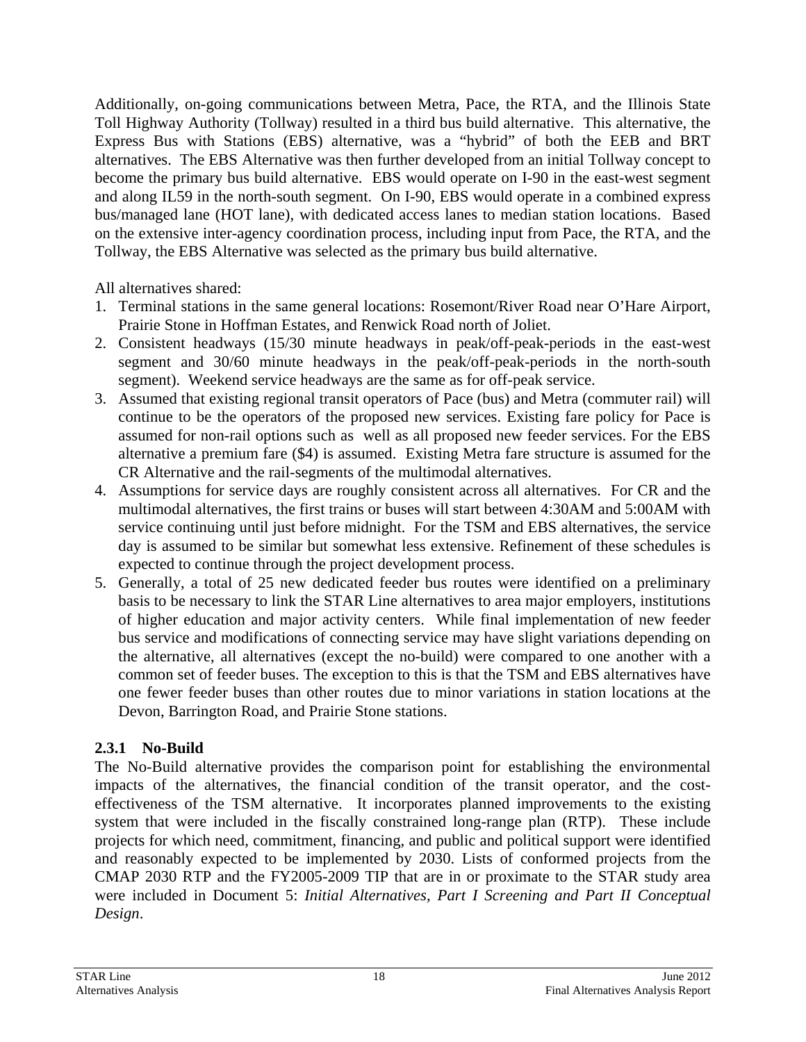Additionally, on-going communications between Metra, Pace, the RTA, and the Illinois State Toll Highway Authority (Tollway) resulted in a third bus build alternative. This alternative, the Express Bus with Stations (EBS) alternative, was a "hybrid" of both the EEB and BRT alternatives. The EBS Alternative was then further developed from an initial Tollway concept to become the primary bus build alternative. EBS would operate on I-90 in the east-west segment and along IL59 in the north-south segment. On I-90, EBS would operate in a combined express bus/managed lane (HOT lane), with dedicated access lanes to median station locations. Based on the extensive inter-agency coordination process, including input from Pace, the RTA, and the Tollway, the EBS Alternative was selected as the primary bus build alternative.

All alternatives shared:

1. Terminal stations in the same general locations: Rosemont/River Road near O'Hare Airport, Prairie Stone in Hoffman Estates, and Renwick Road north of Joliet.
2. Consistent headways (15/30 minute headways in peak/off-peak-periods in the east-west segment and 30/60 minute headways in the peak/off-peak-periods in the north-south segment). Weekend service headways are the same as for off-peak service.
3. Assumed that existing regional transit operators of Pace (bus) and Metra (commuter rail) will continue to be the operators of the proposed new services. Existing fare policy for Pace is assumed for non-rail options such as well as all proposed new feeder services. For the EBS alternative a premium fare ($4) is assumed. Existing Metra fare structure is assumed for the CR Alternative and the rail-segments of the multimodal alternatives.
4. Assumptions for service days are roughly consistent across all alternatives. For CR and the multimodal alternatives, the first trains or buses will start between 4:30AM and 5:00AM with service continuing until just before midnight. For the TSM and EBS alternatives, the service day is assumed to be similar but somewhat less extensive. Refinement of these schedules is expected to continue through the project development process.
5. Generally, a total of 25 new dedicated feeder bus routes were identified on a preliminary basis to be necessary to link the STAR Line alternatives to area major employers, institutions of higher education and major activity centers. While final implementation of new feeder bus service and modifications of connecting service may have slight variations depending on the alternative, all alternatives (except the no-build) were compared to one another with a common set of feeder buses. The exception to this is that the TSM and EBS alternatives have one fewer feeder buses than other routes due to minor variations in station locations at the Devon, Barrington Road, and Prairie Stone stations.

### 2.3.1 No-Build

The No-Build alternative provides the comparison point for establishing the environmental impacts of the alternatives, the financial condition of the transit operator, and the cost-effectiveness of the TSM alternative. It incorporates planned improvements to the existing system that were included in the fiscally constrained long-range plan (RTP). These include projects for which need, commitment, financing, and public and political support were identified and reasonably expected to be implemented by 2030. Lists of conformed projects from the CMAP 2030 RTP and the FY2005-2009 TIP that are in or proximate to the STAR study area were included in Document 5: *Initial Alternatives, Part I Screening and Part II Conceptual Design*.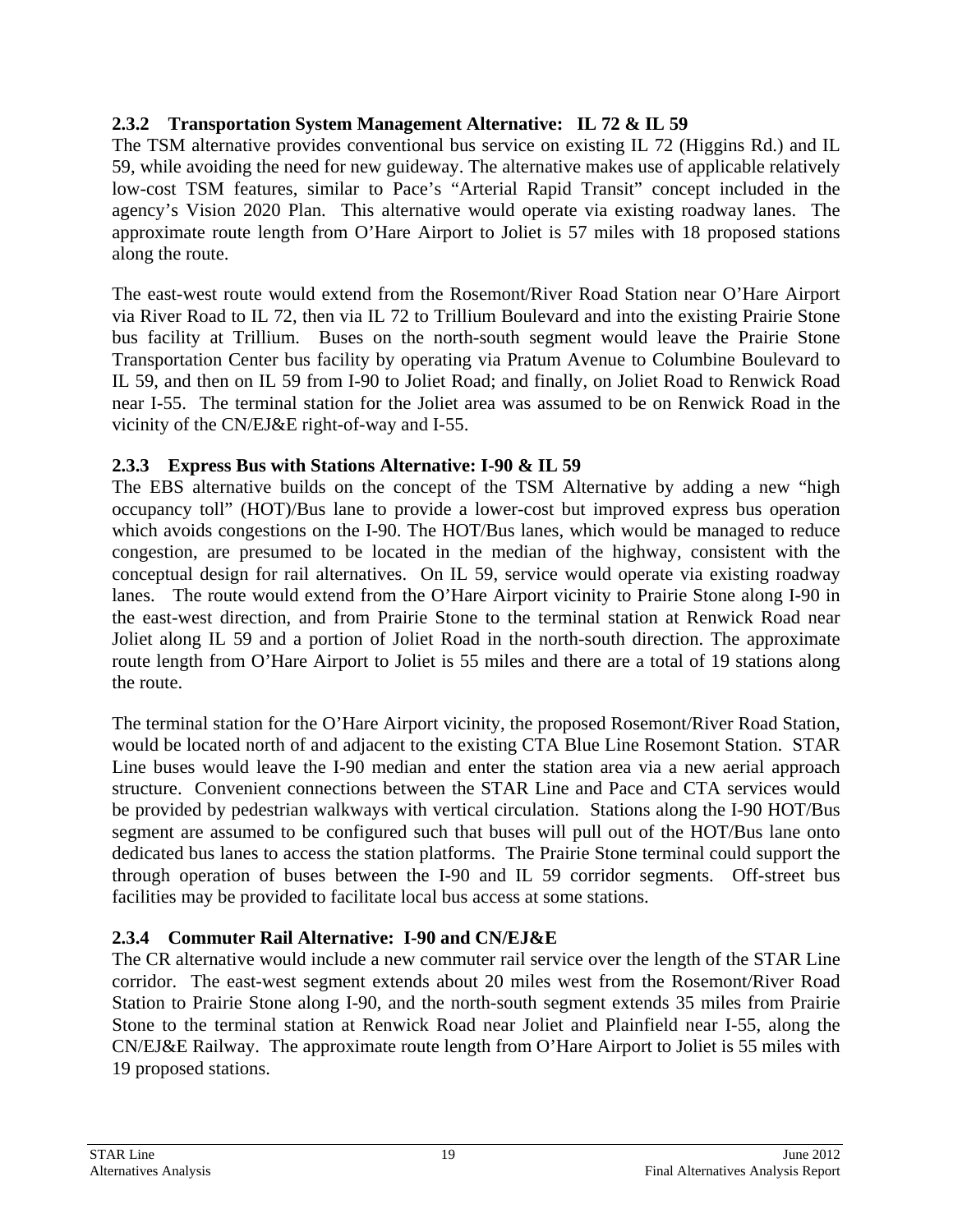### 2.3.2 Transportation System Management Alternative: IL 72 & IL 59

The TSM alternative provides conventional bus service on existing IL 72 (Higgins Rd.) and IL 59, while avoiding the need for new guideway. The alternative makes use of applicable relatively low-cost TSM features, similar to Pace's "Arterial Rapid Transit" concept included in the agency's Vision 2020 Plan. This alternative would operate via existing roadway lanes. The approximate route length from O'Hare Airport to Joliet is 57 miles with 18 proposed stations along the route.

The east-west route would extend from the Rosemont/River Road Station near O'Hare Airport via River Road to IL 72, then via IL 72 to Trillium Boulevard and into the existing Prairie Stone bus facility at Trillium. Buses on the north-south segment would leave the Prairie Stone Transportation Center bus facility by operating via Pratum Avenue to Columbine Boulevard to IL 59, and then on IL 59 from I-90 to Joliet Road; and finally, on Joliet Road to Renwick Road near I-55. The terminal station for the Joliet area was assumed to be on Renwick Road in the vicinity of the CN/EJ&E right-of-way and I-55.

### 2.3.3 Express Bus with Stations Alternative: I-90 & IL 59

The EBS alternative builds on the concept of the TSM Alternative by adding a new "high occupancy toll" (HOT)/Bus lane to provide a lower-cost but improved express bus operation which avoids congestions on the I-90. The HOT/Bus lanes, which would be managed to reduce congestion, are presumed to be located in the median of the highway, consistent with the conceptual design for rail alternatives. On IL 59, service would operate via existing roadway lanes. The route would extend from the O'Hare Airport vicinity to Prairie Stone along I-90 in the east-west direction, and from Prairie Stone to the terminal station at Renwick Road near Joliet along IL 59 and a portion of Joliet Road in the north-south direction. The approximate route length from O'Hare Airport to Joliet is 55 miles and there are a total of 19 stations along the route.

The terminal station for the O'Hare Airport vicinity, the proposed Rosemont/River Road Station, would be located north of and adjacent to the existing CTA Blue Line Rosemont Station. STAR Line buses would leave the I-90 median and enter the station area via a new aerial approach structure. Convenient connections between the STAR Line and Pace and CTA services would be provided by pedestrian walkways with vertical circulation. Stations along the I-90 HOT/Bus segment are assumed to be configured such that buses will pull out of the HOT/Bus lane onto dedicated bus lanes to access the station platforms. The Prairie Stone terminal could support the through operation of buses between the I-90 and IL 59 corridor segments. Off-street bus facilities may be provided to facilitate local bus access at some stations.

### 2.3.4 Commuter Rail Alternative: I-90 and CN/EJ&E

The CR alternative would include a new commuter rail service over the length of the STAR Line corridor. The east-west segment extends about 20 miles west from the Rosemont/River Road Station to Prairie Stone along I-90, and the north-south segment extends 35 miles from Prairie Stone to the terminal station at Renwick Road near Joliet and Plainfield near I-55, along the CN/EJ&E Railway. The approximate route length from O'Hare Airport to Joliet is 55 miles with 19 proposed stations.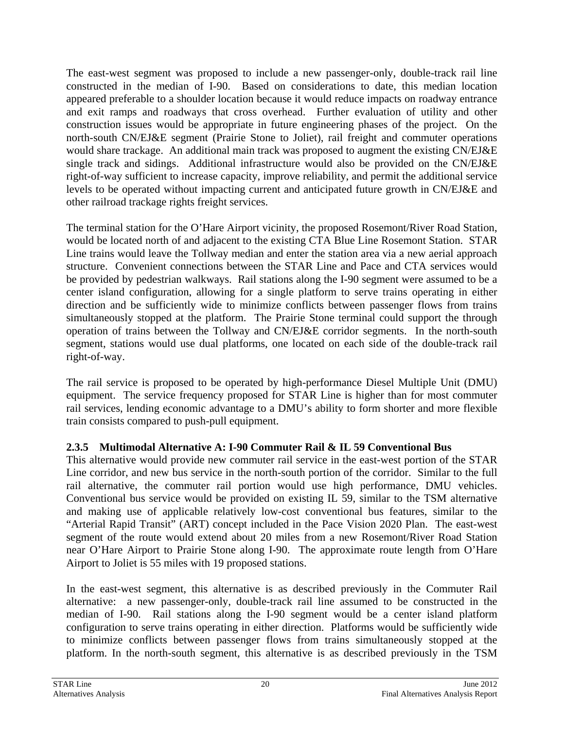The east-west segment was proposed to include a new passenger-only, double-track rail line constructed in the median of I-90. Based on considerations to date, this median location appeared preferable to a shoulder location because it would reduce impacts on roadway entrance and exit ramps and roadways that cross overhead. Further evaluation of utility and other construction issues would be appropriate in future engineering phases of the project. On the north-south CN/EJ&E segment (Prairie Stone to Joliet), rail freight and commuter operations would share trackage. An additional main track was proposed to augment the existing CN/EJ&E single track and sidings. Additional infrastructure would also be provided on the CN/EJ&E right-of-way sufficient to increase capacity, improve reliability, and permit the additional service levels to be operated without impacting current and anticipated future growth in CN/EJ&E and other railroad trackage rights freight services.

The terminal station for the O'Hare Airport vicinity, the proposed Rosemont/River Road Station, would be located north of and adjacent to the existing CTA Blue Line Rosemont Station. STAR Line trains would leave the Tollway median and enter the station area via a new aerial approach structure. Convenient connections between the STAR Line and Pace and CTA services would be provided by pedestrian walkways. Rail stations along the I-90 segment were assumed to be a center island configuration, allowing for a single platform to serve trains operating in either direction and be sufficiently wide to minimize conflicts between passenger flows from trains simultaneously stopped at the platform. The Prairie Stone terminal could support the through operation of trains between the Tollway and CN/EJ&E corridor segments. In the north-south segment, stations would use dual platforms, one located on each side of the double-track rail right-of-way.

The rail service is proposed to be operated by high-performance Diesel Multiple Unit (DMU) equipment. The service frequency proposed for STAR Line is higher than for most commuter rail services, lending economic advantage to a DMU's ability to form shorter and more flexible train consists compared to push-pull equipment.

### 2.3.5 Multimodal Alternative A: I-90 Commuter Rail & IL 59 Conventional Bus

This alternative would provide new commuter rail service in the east-west portion of the STAR Line corridor, and new bus service in the north-south portion of the corridor. Similar to the full rail alternative, the commuter rail portion would use high performance, DMU vehicles. Conventional bus service would be provided on existing IL 59, similar to the TSM alternative and making use of applicable relatively low-cost conventional bus features, similar to the "Arterial Rapid Transit" (ART) concept included in the Pace Vision 2020 Plan. The east-west segment of the route would extend about 20 miles from a new Rosemont/River Road Station near O'Hare Airport to Prairie Stone along I-90. The approximate route length from O'Hare Airport to Joliet is 55 miles with 19 proposed stations.

In the east-west segment, this alternative is as described previously in the Commuter Rail alternative: a new passenger-only, double-track rail line assumed to be constructed in the median of I-90. Rail stations along the I-90 segment would be a center island platform configuration to serve trains operating in either direction. Platforms would be sufficiently wide to minimize conflicts between passenger flows from trains simultaneously stopped at the platform. In the north-south segment, this alternative is as described previously in the TSM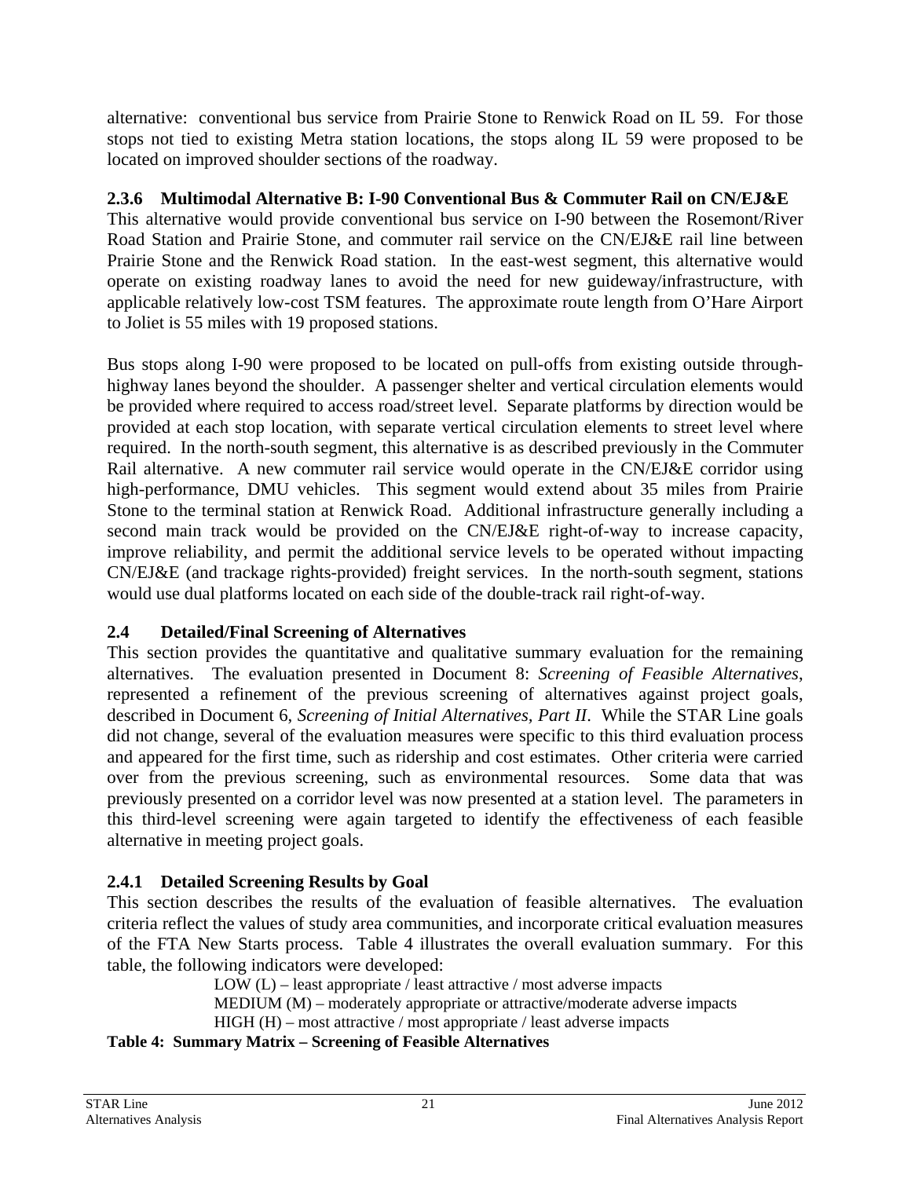alternative: conventional bus service from Prairie Stone to Renwick Road on IL 59. For those stops not tied to existing Metra station locations, the stops along IL 59 were proposed to be located on improved shoulder sections of the roadway.

### 2.3.6 Multimodal Alternative B: I-90 Conventional Bus & Commuter Rail on CN/EJ&E

This alternative would provide conventional bus service on I-90 between the Rosemont/River Road Station and Prairie Stone, and commuter rail service on the CN/EJ&E rail line between Prairie Stone and the Renwick Road station. In the east-west segment, this alternative would operate on existing roadway lanes to avoid the need for new guideway/infrastructure, with applicable relatively low-cost TSM features. The approximate route length from O'Hare Airport to Joliet is 55 miles with 19 proposed stations.

Bus stops along I-90 were proposed to be located on pull-offs from existing outside through-highway lanes beyond the shoulder. A passenger shelter and vertical circulation elements would be provided where required to access road/street level. Separate platforms by direction would be provided at each stop location, with separate vertical circulation elements to street level where required. In the north-south segment, this alternative is as described previously in the Commuter Rail alternative. A new commuter rail service would operate in the CN/EJ&E corridor using high-performance, DMU vehicles. This segment would extend about 35 miles from Prairie Stone to the terminal station at Renwick Road. Additional infrastructure generally including a second main track would be provided on the CN/EJ&E right-of-way to increase capacity, improve reliability, and permit the additional service levels to be operated without impacting CN/EJ&E (and trackage rights-provided) freight services. In the north-south segment, stations would use dual platforms located on each side of the double-track rail right-of-way.

## 2.4 Detailed/Final Screening of Alternatives

This section provides the quantitative and qualitative summary evaluation for the remaining alternatives. The evaluation presented in Document 8: *Screening of Feasible Alternatives*, represented a refinement of the previous screening of alternatives against project goals, described in Document 6, *Screening of Initial Alternatives, Part II*. While the STAR Line goals did not change, several of the evaluation measures were specific to this third evaluation process and appeared for the first time, such as ridership and cost estimates. Other criteria were carried over from the previous screening, such as environmental resources. Some data that was previously presented on a corridor level was now presented at a station level. The parameters in this third-level screening were again targeted to identify the effectiveness of each feasible alternative in meeting project goals.

### 2.4.1 Detailed Screening Results by Goal

This section describes the results of the evaluation of feasible alternatives. The evaluation criteria reflect the values of study area communities, and incorporate critical evaluation measures of the FTA New Starts process. Table 4 illustrates the overall evaluation summary. For this table, the following indicators were developed:

LOW (L) – least appropriate / least attractive / most adverse impacts
MEDIUM (M) – moderately appropriate or attractive/moderate adverse impacts
HIGH (H) – most attractive / most appropriate / least adverse impacts

**Table 4: Summary Matrix – Screening of Feasible Alternatives**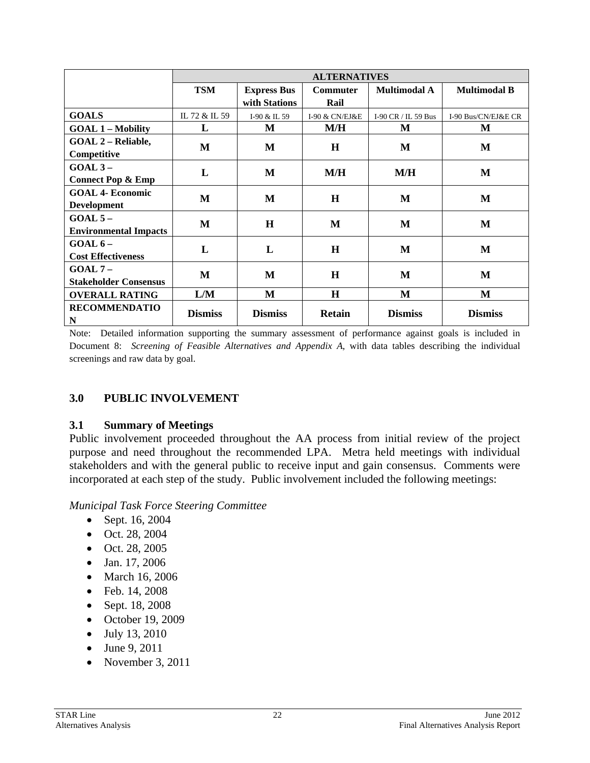| | ALTERNATIVES | | | | |
|---|---|---|---|---|---|
| | **TSM** | **Express Bus with Stations** | **Commuter Rail** | **Multimodal A** | **Multimodal B** |
| **GOALS** | IL 72 & IL 59 | I-90 & IL 59 | I-90 & CN/EJ&E | I-90 CR / IL 59 Bus | I-90 Bus/CN/EJ&E CR |
| **GOAL 1 – Mobility** | **L** | **M** | **M/H** | **M** | **M** |
| **GOAL 2 – Reliable, Competitive** | **M** | **M** | **H** | **M** | **M** |
| **GOAL 3 – Connect Pop & Emp** | **L** | **M** | **M/H** | **M/H** | **M** |
| **GOAL 4- Economic Development** | **M** | **M** | **H** | **M** | **M** |
| **GOAL 5 – Environmental Impacts** | **M** | **H** | **M** | **M** | **M** |
| **GOAL 6 – Cost Effectiveness** | **L** | **L** | **H** | **M** | **M** |
| **GOAL 7 – Stakeholder Consensus** | **M** | **M** | **H** | **M** | **M** |
| **OVERALL RATING** | **L/M** | **M** | **H** | **M** | **M** |
| **RECOMMENDATION** | **Dismiss** | **Dismiss** | **Retain** | **Dismiss** | **Dismiss** |

Note: Detailed information supporting the summary assessment of performance against goals is included in Document 8: *Screening of Feasible Alternatives and Appendix A*, with data tables describing the individual screenings and raw data by goal.

## 3.0 PUBLIC INVOLVEMENT

### 3.1 Summary of Meetings

Public involvement proceeded throughout the AA process from initial review of the project purpose and need throughout the recommended LPA. Metra held meetings with individual stakeholders and with the general public to receive input and gain consensus. Comments were incorporated at each step of the study. Public involvement included the following meetings:

*Municipal Task Force Steering Committee*

- Sept. 16, 2004
- Oct. 28, 2004
- Oct. 28, 2005
- Jan. 17, 2006
- March 16, 2006
- Feb. 14, 2008
- Sept. 18, 2008
- October 19, 2009
- July 13, 2010
- June 9, 2011
- November 3, 2011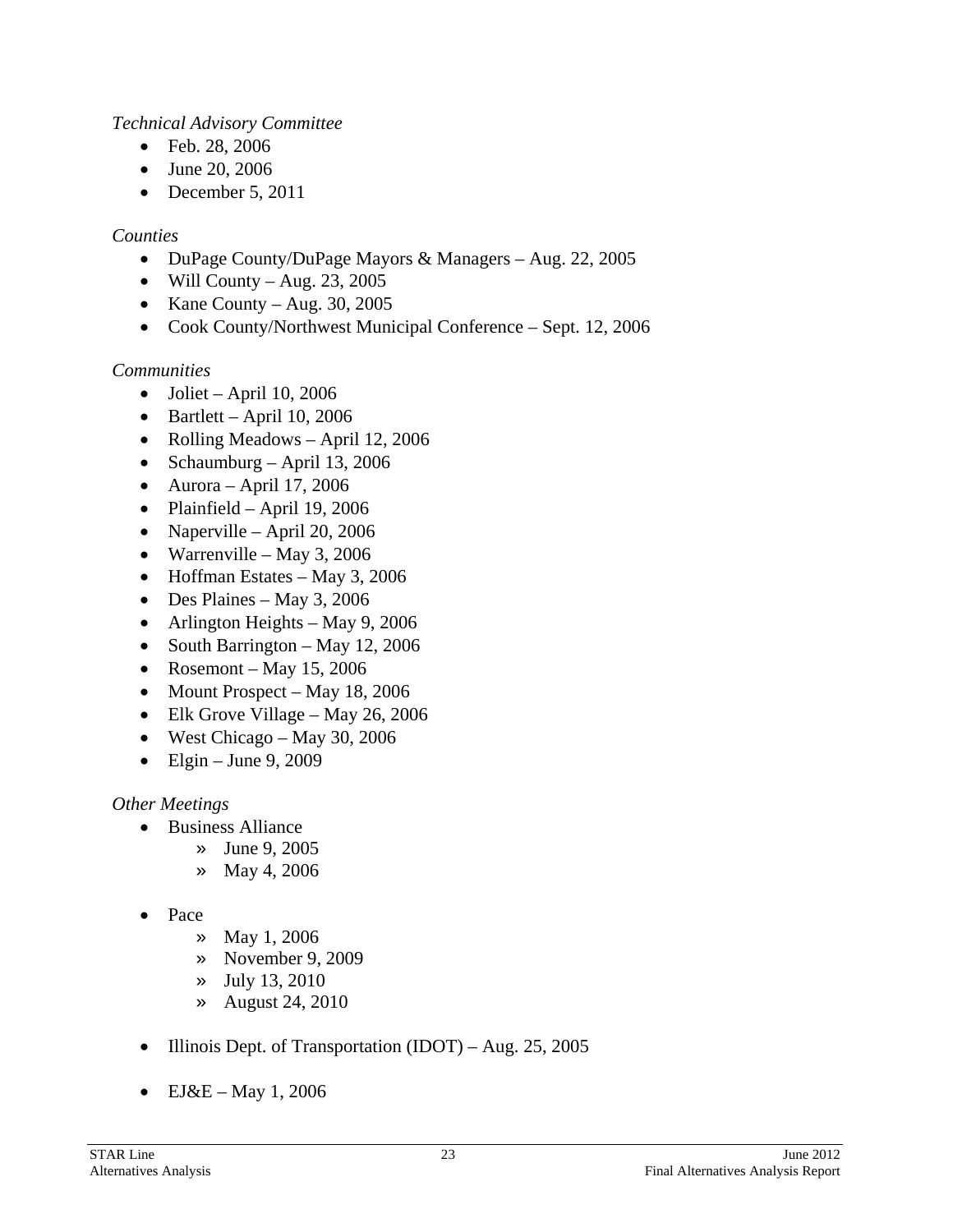*Technical Advisory Committee*

- Feb. 28, 2006
- June 20, 2006
- December 5, 2011

*Counties*

- DuPage County/DuPage Mayors & Managers – Aug. 22, 2005
- Will County – Aug. 23, 2005
- Kane County – Aug. 30, 2005
- Cook County/Northwest Municipal Conference – Sept. 12, 2006

*Communities*

- Joliet – April 10, 2006
- Bartlett – April 10, 2006
- Rolling Meadows – April 12, 2006
- Schaumburg – April 13, 2006
- Aurora – April 17, 2006
- Plainfield – April 19, 2006
- Naperville – April 20, 2006
- Warrenville – May 3, 2006
- Hoffman Estates – May 3, 2006
- Des Plaines – May 3, 2006
- Arlington Heights – May 9, 2006
- South Barrington – May 12, 2006
- Rosemont – May 15, 2006
- Mount Prospect – May 18, 2006
- Elk Grove Village – May 26, 2006
- West Chicago – May 30, 2006
- Elgin – June 9, 2009

*Other Meetings*

- Business Alliance
  - June 9, 2005
  - May 4, 2006

- Pace
  - May 1, 2006
  - November 9, 2009
  - July 13, 2010
  - August 24, 2010

- Illinois Dept. of Transportation (IDOT) – Aug. 25, 2005

- EJ&E – May 1, 2006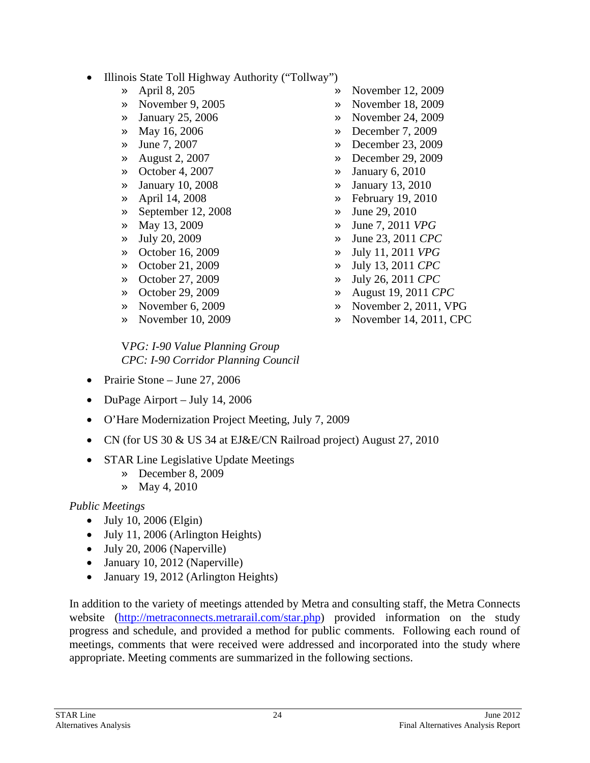- Illinois State Toll Highway Authority (“Tollway”)
  - April 8, 205
  - November 9, 2005
  - January 25, 2006
  - May 16, 2006
  - June 7, 2007
  - August 2, 2007
  - October 4, 2007
  - January 10, 2008
  - April 14, 2008
  - September 12, 2008
  - May 13, 2009
  - July 20, 2009
  - October 16, 2009
  - October 21, 2009
  - October 27, 2009
  - October 29, 2009
  - November 6, 2009
  - November 10, 2009
  - November 12, 2009
  - November 18, 2009
  - November 24, 2009
  - December 7, 2009
  - December 23, 2009
  - December 29, 2009
  - January 6, 2010
  - January 13, 2010
  - February 19, 2010
  - June 29, 2010
  - June 7, 2011 *VPG*
  - June 23, 2011 *CPC*
  - July 11, 2011 *VPG*
  - July 13, 2011 *CPC*
  - July 26, 2011 *CPC*
  - August 19, 2011 *CPC*
  - November 2, 2011, VPG
  - November 14, 2011, CPC

  V*PG: I-90 Value Planning Group*
  *CPC: I-90 Corridor Planning Council*

- Prairie Stone – June 27, 2006
- DuPage Airport – July 14, 2006
- O’Hare Modernization Project Meeting, July 7, 2009
- CN (for US 30 & US 34 at EJ&E/CN Railroad project) August 27, 2010
- STAR Line Legislative Update Meetings
  - December 8, 2009
  - May 4, 2010

*Public Meetings*

- July 10, 2006 (Elgin)
- July 11, 2006 (Arlington Heights)
- July 20, 2006 (Naperville)
- January 10, 2012 (Naperville)
- January 19, 2012 (Arlington Heights)

In addition to the variety of meetings attended by Metra and consulting staff, the Metra Connects website (http://metraconnects.metrarail.com/star.php) provided information on the study progress and schedule, and provided a method for public comments. Following each round of meetings, comments that were received were addressed and incorporated into the study where appropriate. Meeting comments are summarized in the following sections.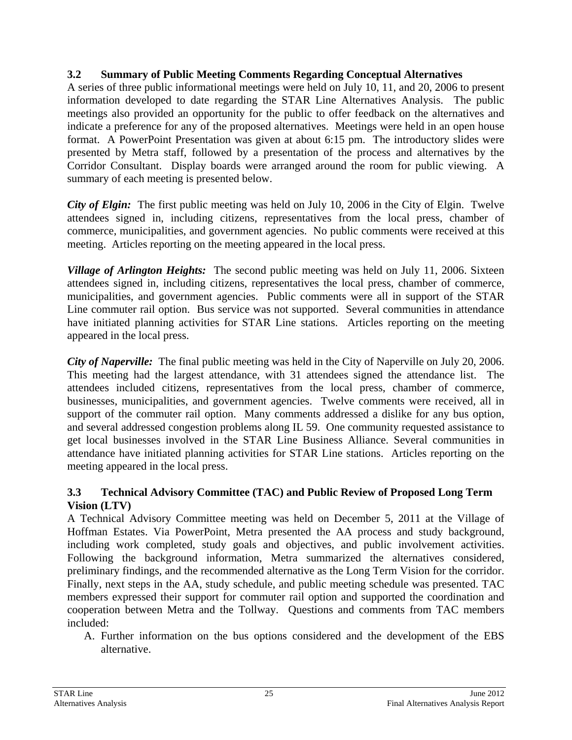### 3.2 Summary of Public Meeting Comments Regarding Conceptual Alternatives

A series of three public informational meetings were held on July 10, 11, and 20, 2006 to present information developed to date regarding the STAR Line Alternatives Analysis. The public meetings also provided an opportunity for the public to offer feedback on the alternatives and indicate a preference for any of the proposed alternatives. Meetings were held in an open house format. A PowerPoint Presentation was given at about 6:15 pm. The introductory slides were presented by Metra staff, followed by a presentation of the process and alternatives by the Corridor Consultant. Display boards were arranged around the room for public viewing. A summary of each meeting is presented below.

***City of Elgin:*** The first public meeting was held on July 10, 2006 in the City of Elgin. Twelve attendees signed in, including citizens, representatives from the local press, chamber of commerce, municipalities, and government agencies. No public comments were received at this meeting. Articles reporting on the meeting appeared in the local press.

***Village of Arlington Heights:*** The second public meeting was held on July 11, 2006. Sixteen attendees signed in, including citizens, representatives the local press, chamber of commerce, municipalities, and government agencies. Public comments were all in support of the STAR Line commuter rail option. Bus service was not supported. Several communities in attendance have initiated planning activities for STAR Line stations. Articles reporting on the meeting appeared in the local press.

***City of Naperville:*** The final public meeting was held in the City of Naperville on July 20, 2006. This meeting had the largest attendance, with 31 attendees signed the attendance list. The attendees included citizens, representatives from the local press, chamber of commerce, businesses, municipalities, and government agencies. Twelve comments were received, all in support of the commuter rail option. Many comments addressed a dislike for any bus option, and several addressed congestion problems along IL 59. One community requested assistance to get local businesses involved in the STAR Line Business Alliance. Several communities in attendance have initiated planning activities for STAR Line stations. Articles reporting on the meeting appeared in the local press.

### 3.3 Technical Advisory Committee (TAC) and Public Review of Proposed Long Term Vision (LTV)

A Technical Advisory Committee meeting was held on December 5, 2011 at the Village of Hoffman Estates. Via PowerPoint, Metra presented the AA process and study background, including work completed, study goals and objectives, and public involvement activities. Following the background information, Metra summarized the alternatives considered, preliminary findings, and the recommended alternative as the Long Term Vision for the corridor. Finally, next steps in the AA, study schedule, and public meeting schedule was presented. TAC members expressed their support for commuter rail option and supported the coordination and cooperation between Metra and the Tollway. Questions and comments from TAC members included:

A. Further information on the bus options considered and the development of the EBS alternative.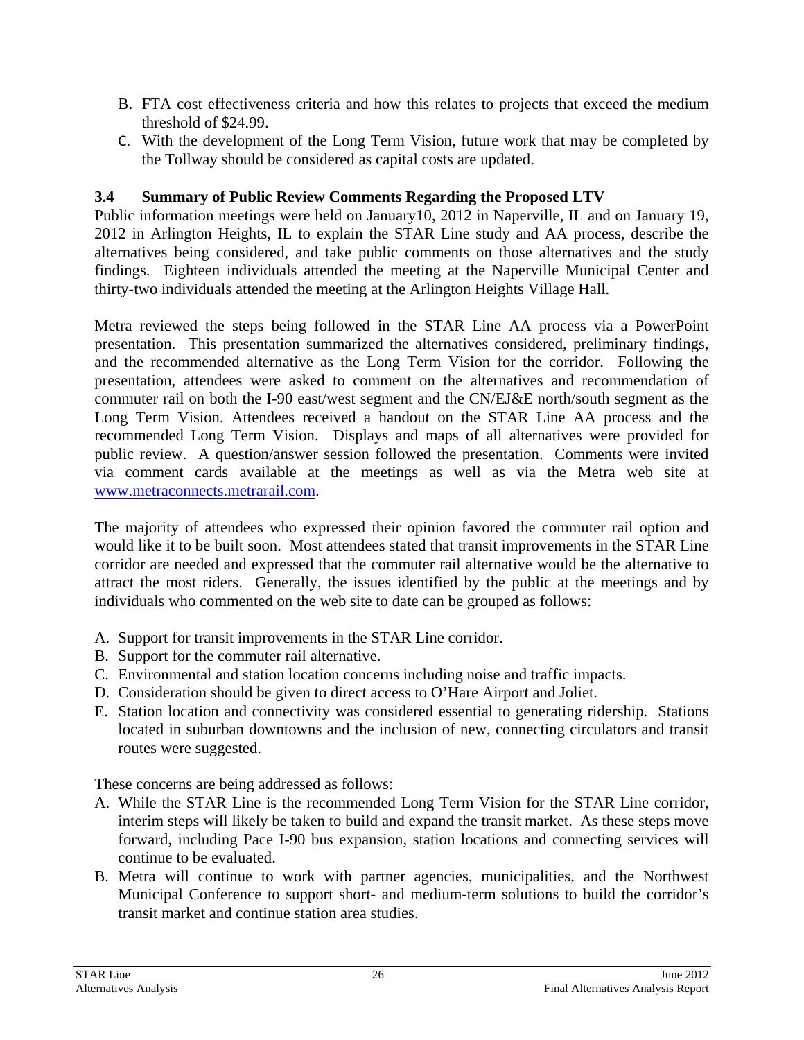B. FTA cost effectiveness criteria and how this relates to projects that exceed the medium threshold of $24.99.
C. With the development of the Long Term Vision, future work that may be completed by the Tollway should be considered as capital costs are updated.

### 3.4 Summary of Public Review Comments Regarding the Proposed LTV

Public information meetings were held on January10, 2012 in Naperville, IL and on January 19, 2012 in Arlington Heights, IL to explain the STAR Line study and AA process, describe the alternatives being considered, and take public comments on those alternatives and the study findings. Eighteen individuals attended the meeting at the Naperville Municipal Center and thirty-two individuals attended the meeting at the Arlington Heights Village Hall.

Metra reviewed the steps being followed in the STAR Line AA process via a PowerPoint presentation. This presentation summarized the alternatives considered, preliminary findings, and the recommended alternative as the Long Term Vision for the corridor. Following the presentation, attendees were asked to comment on the alternatives and recommendation of commuter rail on both the I-90 east/west segment and the CN/EJ&E north/south segment as the Long Term Vision. Attendees received a handout on the STAR Line AA process and the recommended Long Term Vision. Displays and maps of all alternatives were provided for public review. A question/answer session followed the presentation. Comments were invited via comment cards available at the meetings as well as via the Metra web site at www.metraconnects.metrarail.com.

The majority of attendees who expressed their opinion favored the commuter rail option and would like it to be built soon. Most attendees stated that transit improvements in the STAR Line corridor are needed and expressed that the commuter rail alternative would be the alternative to attract the most riders. Generally, the issues identified by the public at the meetings and by individuals who commented on the web site to date can be grouped as follows:

A. Support for transit improvements in the STAR Line corridor.
B. Support for the commuter rail alternative.
C. Environmental and station location concerns including noise and traffic impacts.
D. Consideration should be given to direct access to O'Hare Airport and Joliet.
E. Station location and connectivity was considered essential to generating ridership. Stations located in suburban downtowns and the inclusion of new, connecting circulators and transit routes were suggested.

These concerns are being addressed as follows:

A. While the STAR Line is the recommended Long Term Vision for the STAR Line corridor, interim steps will likely be taken to build and expand the transit market. As these steps move forward, including Pace I-90 bus expansion, station locations and connecting services will continue to be evaluated.
B. Metra will continue to work with partner agencies, municipalities, and the Northwest Municipal Conference to support short- and medium-term solutions to build the corridor's transit market and continue station area studies.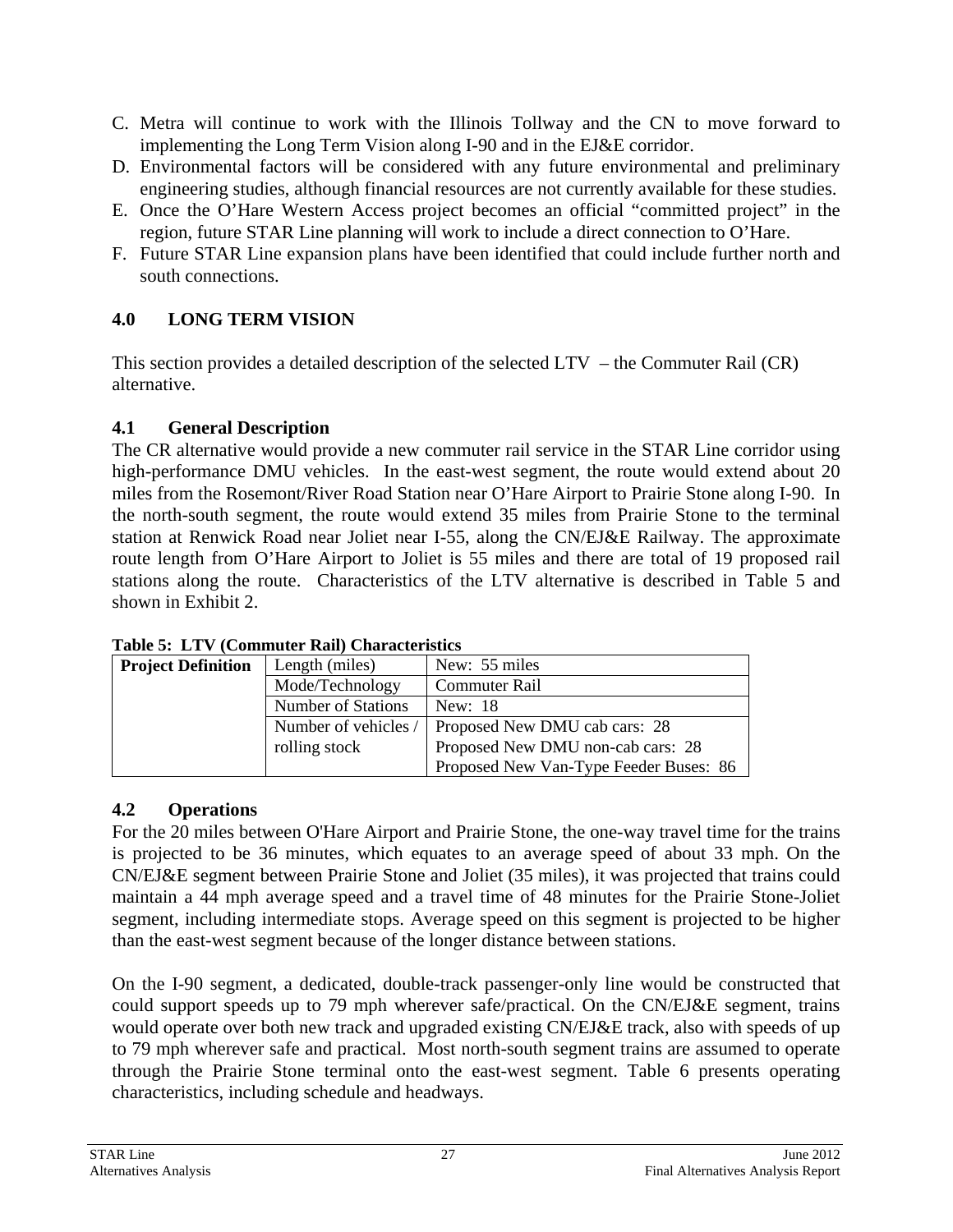C. Metra will continue to work with the Illinois Tollway and the CN to move forward to implementing the Long Term Vision along I-90 and in the EJ&E corridor.
D. Environmental factors will be considered with any future environmental and preliminary engineering studies, although financial resources are not currently available for these studies.
E. Once the O'Hare Western Access project becomes an official "committed project" in the region, future STAR Line planning will work to include a direct connection to O'Hare.
F. Future STAR Line expansion plans have been identified that could include further north and south connections.

## 4.0 LONG TERM VISION

This section provides a detailed description of the selected LTV – the Commuter Rail (CR) alternative.

### 4.1 General Description

The CR alternative would provide a new commuter rail service in the STAR Line corridor using high-performance DMU vehicles. In the east-west segment, the route would extend about 20 miles from the Rosemont/River Road Station near O'Hare Airport to Prairie Stone along I-90. In the north-south segment, the route would extend 35 miles from Prairie Stone to the terminal station at Renwick Road near Joliet near I-55, along the CN/EJ&E Railway. The approximate route length from O'Hare Airport to Joliet is 55 miles and there are total of 19 proposed rail stations along the route. Characteristics of the LTV alternative is described in Table 5 and shown in Exhibit 2.

**Table 5: LTV (Commuter Rail) Characteristics**

| **Project Definition** | Length (miles) | New: 55 miles |
|---|---|---|
| | Mode/Technology | Commuter Rail |
| | Number of Stations | New: 18 |
| | Number of vehicles / rolling stock | Proposed New DMU cab cars: 28<br>Proposed New DMU non-cab cars: 28<br>Proposed New Van-Type Feeder Buses: 86 |

### 4.2 Operations

For the 20 miles between O'Hare Airport and Prairie Stone, the one-way travel time for the trains is projected to be 36 minutes, which equates to an average speed of about 33 mph. On the CN/EJ&E segment between Prairie Stone and Joliet (35 miles), it was projected that trains could maintain a 44 mph average speed and a travel time of 48 minutes for the Prairie Stone-Joliet segment, including intermediate stops. Average speed on this segment is projected to be higher than the east-west segment because of the longer distance between stations.

On the I-90 segment, a dedicated, double-track passenger-only line would be constructed that could support speeds up to 79 mph wherever safe/practical. On the CN/EJ&E segment, trains would operate over both new track and upgraded existing CN/EJ&E track, also with speeds of up to 79 mph wherever safe and practical. Most north-south segment trains are assumed to operate through the Prairie Stone terminal onto the east-west segment. Table 6 presents operating characteristics, including schedule and headways.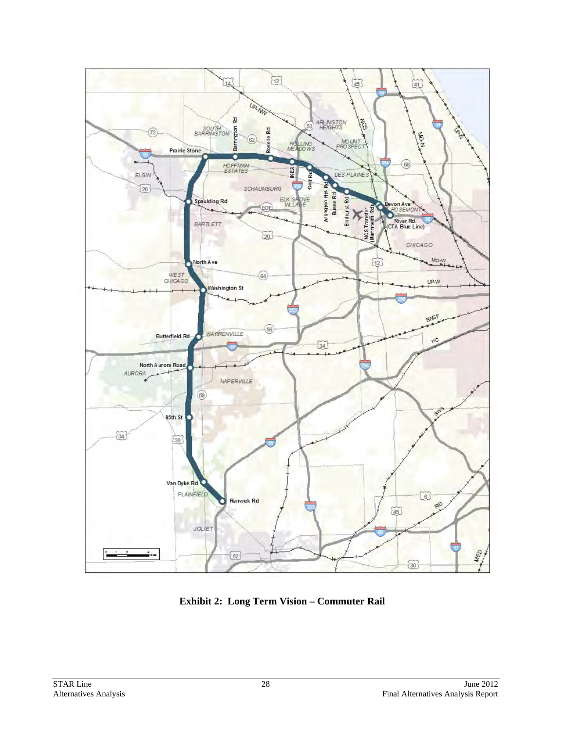**Exhibit 2: Long Term Vision – Commuter Rail**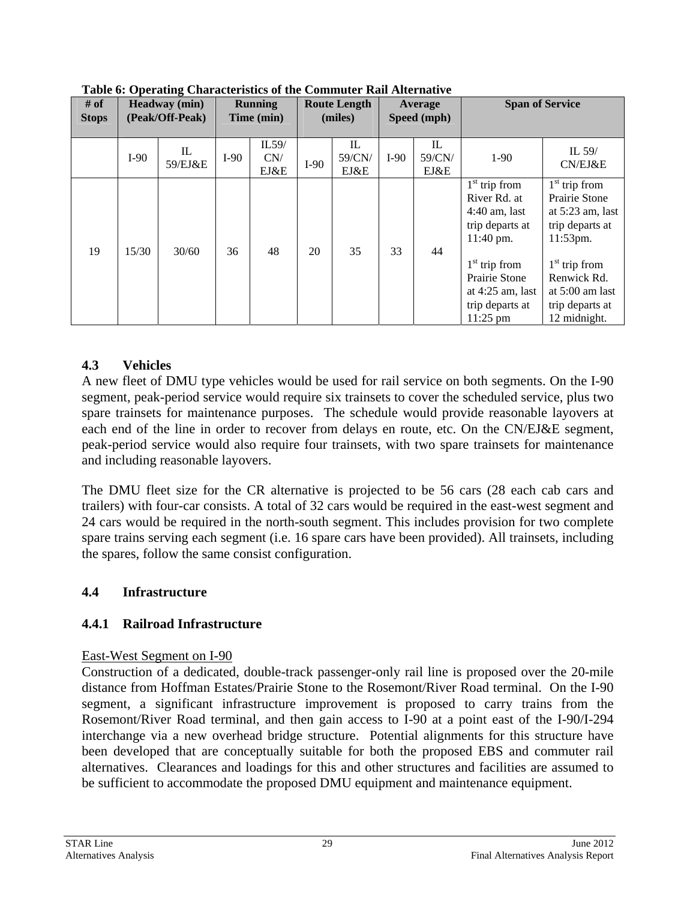**Table 6: Operating Characteristics of the Commuter Rail Alternative**

| # of Stops | Headway (min) (Peak/Off-Peak) | | Running Time (min) | | Route Length (miles) | | Average Speed (mph) | | Span of Service | |
|---|---|---|---|---|---|---|---|---|---|---|
| | I-90 | IL 59/EJ&E | I-90 | IL59/ CN/ EJ&E | I-90 | IL 59/CN/ EJ&E | I-90 | IL 59/CN/ EJ&E | 1-90 | IL 59/ CN/EJ&E |
| 19 | 15/30 | 30/60 | 36 | 48 | 20 | 35 | 33 | 44 | 1st trip from River Rd. at 4:40 am, last trip departs at 11:40 pm. 1st trip from Prairie Stone at 4:25 am, last trip departs at 11:25 pm | 1st trip from Prairie Stone at 5:23 am, last trip departs at 11:53pm. 1st trip from Renwick Rd. at 5:00 am last trip departs at 12 midnight. |

## 4.3 Vehicles

A new fleet of DMU type vehicles would be used for rail service on both segments. On the I-90 segment, peak-period service would require six trainsets to cover the scheduled service, plus two spare trainsets for maintenance purposes. The schedule would provide reasonable layovers at each end of the line in order to recover from delays en route, etc. On the CN/EJ&E segment, peak-period service would also require four trainsets, with two spare trainsets for maintenance and including reasonable layovers.

The DMU fleet size for the CR alternative is projected to be 56 cars (28 each cab cars and trailers) with four-car consists. A total of 32 cars would be required in the east-west segment and 24 cars would be required in the north-south segment. This includes provision for two complete spare trains serving each segment (i.e. 16 spare cars have been provided). All trainsets, including the spares, follow the same consist configuration.

## 4.4 Infrastructure

### 4.4.1 Railroad Infrastructure

East-West Segment on I-90

Construction of a dedicated, double-track passenger-only rail line is proposed over the 20-mile distance from Hoffman Estates/Prairie Stone to the Rosemont/River Road terminal. On the I-90 segment, a significant infrastructure improvement is proposed to carry trains from the Rosemont/River Road terminal, and then gain access to I-90 at a point east of the I-90/I-294 interchange via a new overhead bridge structure. Potential alignments for this structure have been developed that are conceptually suitable for both the proposed EBS and commuter rail alternatives. Clearances and loadings for this and other structures and facilities are assumed to be sufficient to accommodate the proposed DMU equipment and maintenance equipment.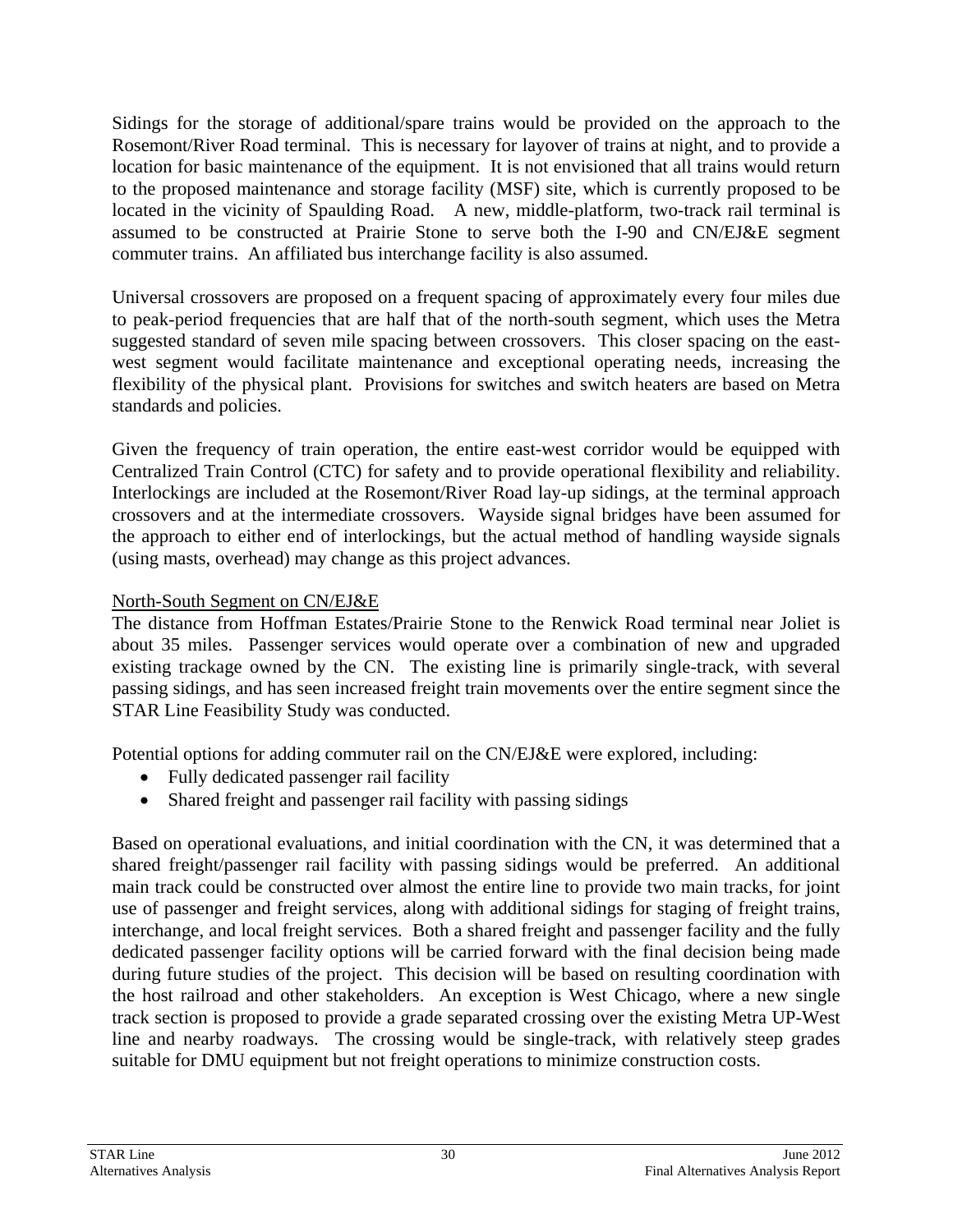Sidings for the storage of additional/spare trains would be provided on the approach to the Rosemont/River Road terminal. This is necessary for layover of trains at night, and to provide a location for basic maintenance of the equipment. It is not envisioned that all trains would return to the proposed maintenance and storage facility (MSF) site, which is currently proposed to be located in the vicinity of Spaulding Road. A new, middle-platform, two-track rail terminal is assumed to be constructed at Prairie Stone to serve both the I-90 and CN/EJ&E segment commuter trains. An affiliated bus interchange facility is also assumed.

Universal crossovers are proposed on a frequent spacing of approximately every four miles due to peak-period frequencies that are half that of the north-south segment, which uses the Metra suggested standard of seven mile spacing between crossovers. This closer spacing on the east-west segment would facilitate maintenance and exceptional operating needs, increasing the flexibility of the physical plant. Provisions for switches and switch heaters are based on Metra standards and policies.

Given the frequency of train operation, the entire east-west corridor would be equipped with Centralized Train Control (CTC) for safety and to provide operational flexibility and reliability. Interlockings are included at the Rosemont/River Road lay-up sidings, at the terminal approach crossovers and at the intermediate crossovers. Wayside signal bridges have been assumed for the approach to either end of interlockings, but the actual method of handling wayside signals (using masts, overhead) may change as this project advances.

<u>North-South Segment on CN/EJ&E</u>

The distance from Hoffman Estates/Prairie Stone to the Renwick Road terminal near Joliet is about 35 miles. Passenger services would operate over a combination of new and upgraded existing trackage owned by the CN. The existing line is primarily single-track, with several passing sidings, and has seen increased freight train movements over the entire segment since the STAR Line Feasibility Study was conducted.

Potential options for adding commuter rail on the CN/EJ&E were explored, including:

- Fully dedicated passenger rail facility
- Shared freight and passenger rail facility with passing sidings

Based on operational evaluations, and initial coordination with the CN, it was determined that a shared freight/passenger rail facility with passing sidings would be preferred. An additional main track could be constructed over almost the entire line to provide two main tracks, for joint use of passenger and freight services, along with additional sidings for staging of freight trains, interchange, and local freight services. Both a shared freight and passenger facility and the fully dedicated passenger facility options will be carried forward with the final decision being made during future studies of the project. This decision will be based on resulting coordination with the host railroad and other stakeholders. An exception is West Chicago, where a new single track section is proposed to provide a grade separated crossing over the existing Metra UP-West line and nearby roadways. The crossing would be single-track, with relatively steep grades suitable for DMU equipment but not freight operations to minimize construction costs.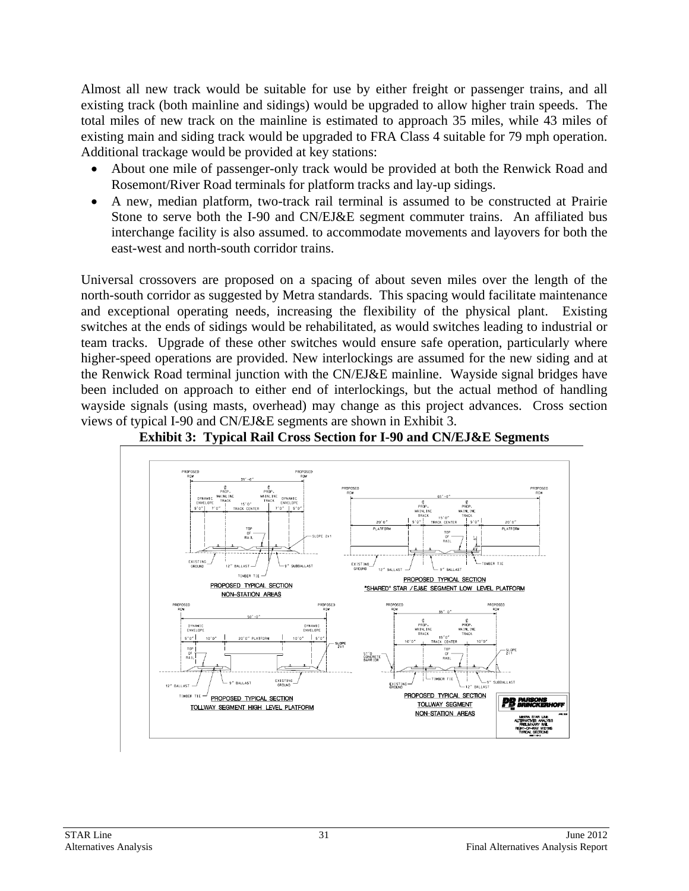Almost all new track would be suitable for use by either freight or passenger trains, and all existing track (both mainline and sidings) would be upgraded to allow higher train speeds. The total miles of new track on the mainline is estimated to approach 35 miles, while 43 miles of existing main and siding track would be upgraded to FRA Class 4 suitable for 79 mph operation. Additional trackage would be provided at key stations:

- About one mile of passenger-only track would be provided at both the Renwick Road and Rosemont/River Road terminals for platform tracks and lay-up sidings.
- A new, median platform, two-track rail terminal is assumed to be constructed at Prairie Stone to serve both the I-90 and CN/EJ&E segment commuter trains. An affiliated bus interchange facility is also assumed. to accommodate movements and layovers for both the east-west and north-south corridor trains.

Universal crossovers are proposed on a spacing of about seven miles over the length of the north-south corridor as suggested by Metra standards. This spacing would facilitate maintenance and exceptional operating needs, increasing the flexibility of the physical plant. Existing switches at the ends of sidings would be rehabilitated, as would switches leading to industrial or team tracks. Upgrade of these other switches would ensure safe operation, particularly where higher-speed operations are provided. New interlockings are assumed for the new siding and at the Renwick Road terminal junction with the CN/EJ&E mainline. Wayside signal bridges have been included on approach to either end of interlockings, but the actual method of handling wayside signals (using masts, overhead) may change as this project advances. Cross section views of typical I-90 and CN/EJ&E segments are shown in Exhibit 3.

**Exhibit 3: Typical Rail Cross Section for I-90 and CN/EJ&E Segments**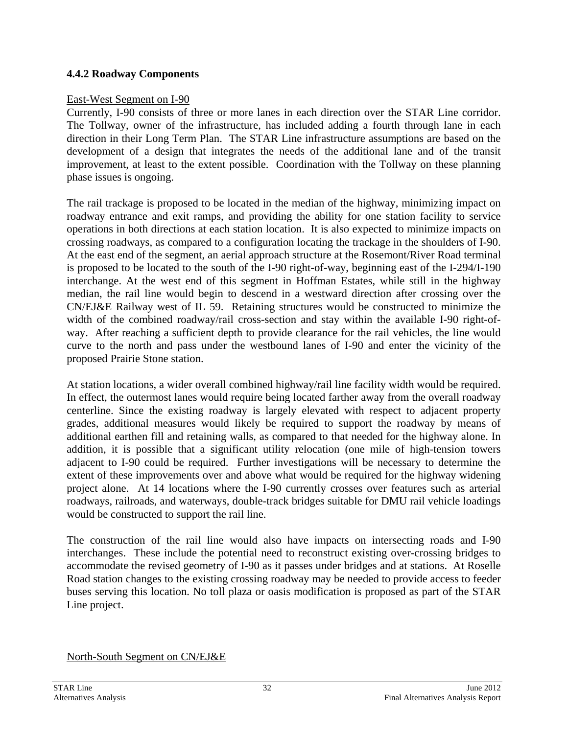### 4.4.2 Roadway Components

East-West Segment on I-90

Currently, I-90 consists of three or more lanes in each direction over the STAR Line corridor. The Tollway, owner of the infrastructure, has included adding a fourth through lane in each direction in their Long Term Plan. The STAR Line infrastructure assumptions are based on the development of a design that integrates the needs of the additional lane and of the transit improvement, at least to the extent possible. Coordination with the Tollway on these planning phase issues is ongoing.

The rail trackage is proposed to be located in the median of the highway, minimizing impact on roadway entrance and exit ramps, and providing the ability for one station facility to service operations in both directions at each station location. It is also expected to minimize impacts on crossing roadways, as compared to a configuration locating the trackage in the shoulders of I-90. At the east end of the segment, an aerial approach structure at the Rosemont/River Road terminal is proposed to be located to the south of the I-90 right-of-way, beginning east of the I-294/I-190 interchange. At the west end of this segment in Hoffman Estates, while still in the highway median, the rail line would begin to descend in a westward direction after crossing over the CN/EJ&E Railway west of IL 59. Retaining structures would be constructed to minimize the width of the combined roadway/rail cross-section and stay within the available I-90 right-of-way. After reaching a sufficient depth to provide clearance for the rail vehicles, the line would curve to the north and pass under the westbound lanes of I-90 and enter the vicinity of the proposed Prairie Stone station.

At station locations, a wider overall combined highway/rail line facility width would be required. In effect, the outermost lanes would require being located farther away from the overall roadway centerline. Since the existing roadway is largely elevated with respect to adjacent property grades, additional measures would likely be required to support the roadway by means of additional earthen fill and retaining walls, as compared to that needed for the highway alone. In addition, it is possible that a significant utility relocation (one mile of high-tension towers adjacent to I-90 could be required. Further investigations will be necessary to determine the extent of these improvements over and above what would be required for the highway widening project alone. At 14 locations where the I-90 currently crosses over features such as arterial roadways, railroads, and waterways, double-track bridges suitable for DMU rail vehicle loadings would be constructed to support the rail line.

The construction of the rail line would also have impacts on intersecting roads and I-90 interchanges. These include the potential need to reconstruct existing over-crossing bridges to accommodate the revised geometry of I-90 as it passes under bridges and at stations. At Roselle Road station changes to the existing crossing roadway may be needed to provide access to feeder buses serving this location. No toll plaza or oasis modification is proposed as part of the STAR Line project.

North-South Segment on CN/EJ&E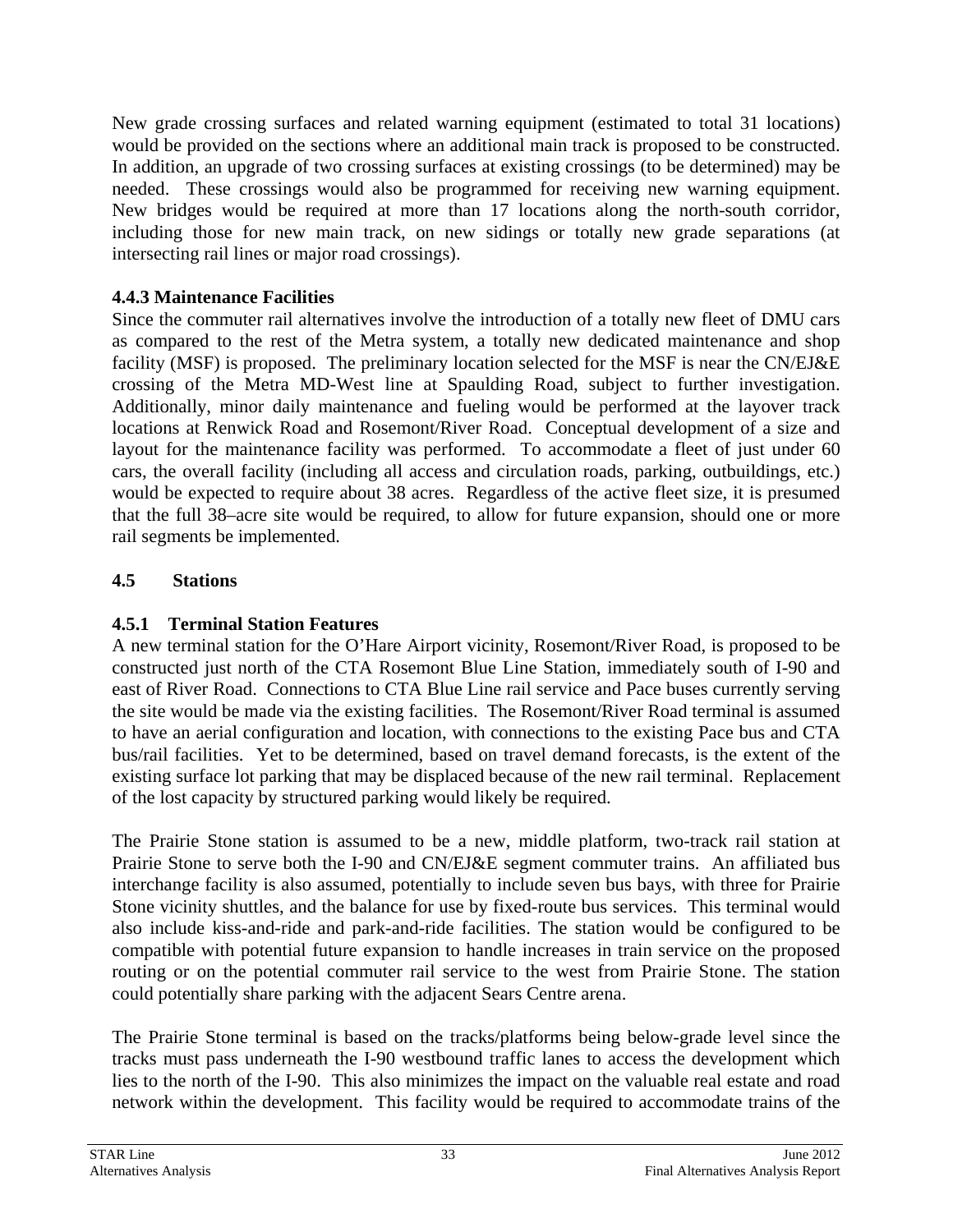New grade crossing surfaces and related warning equipment (estimated to total 31 locations) would be provided on the sections where an additional main track is proposed to be constructed. In addition, an upgrade of two crossing surfaces at existing crossings (to be determined) may be needed. These crossings would also be programmed for receiving new warning equipment. New bridges would be required at more than 17 locations along the north-south corridor, including those for new main track, on new sidings or totally new grade separations (at intersecting rail lines or major road crossings).

### 4.4.3 Maintenance Facilities

Since the commuter rail alternatives involve the introduction of a totally new fleet of DMU cars as compared to the rest of the Metra system, a totally new dedicated maintenance and shop facility (MSF) is proposed. The preliminary location selected for the MSF is near the CN/EJ&E crossing of the Metra MD-West line at Spaulding Road, subject to further investigation. Additionally, minor daily maintenance and fueling would be performed at the layover track locations at Renwick Road and Rosemont/River Road. Conceptual development of a size and layout for the maintenance facility was performed. To accommodate a fleet of just under 60 cars, the overall facility (including all access and circulation roads, parking, outbuildings, etc.) would be expected to require about 38 acres. Regardless of the active fleet size, it is presumed that the full 38–acre site would be required, to allow for future expansion, should one or more rail segments be implemented.

## 4.5 Stations

### 4.5.1 Terminal Station Features

A new terminal station for the O'Hare Airport vicinity, Rosemont/River Road, is proposed to be constructed just north of the CTA Rosemont Blue Line Station, immediately south of I-90 and east of River Road. Connections to CTA Blue Line rail service and Pace buses currently serving the site would be made via the existing facilities. The Rosemont/River Road terminal is assumed to have an aerial configuration and location, with connections to the existing Pace bus and CTA bus/rail facilities. Yet to be determined, based on travel demand forecasts, is the extent of the existing surface lot parking that may be displaced because of the new rail terminal. Replacement of the lost capacity by structured parking would likely be required.

The Prairie Stone station is assumed to be a new, middle platform, two-track rail station at Prairie Stone to serve both the I-90 and CN/EJ&E segment commuter trains. An affiliated bus interchange facility is also assumed, potentially to include seven bus bays, with three for Prairie Stone vicinity shuttles, and the balance for use by fixed-route bus services. This terminal would also include kiss-and-ride and park-and-ride facilities. The station would be configured to be compatible with potential future expansion to handle increases in train service on the proposed routing or on the potential commuter rail service to the west from Prairie Stone. The station could potentially share parking with the adjacent Sears Centre arena.

The Prairie Stone terminal is based on the tracks/platforms being below-grade level since the tracks must pass underneath the I-90 westbound traffic lanes to access the development which lies to the north of the I-90. This also minimizes the impact on the valuable real estate and road network within the development. This facility would be required to accommodate trains of the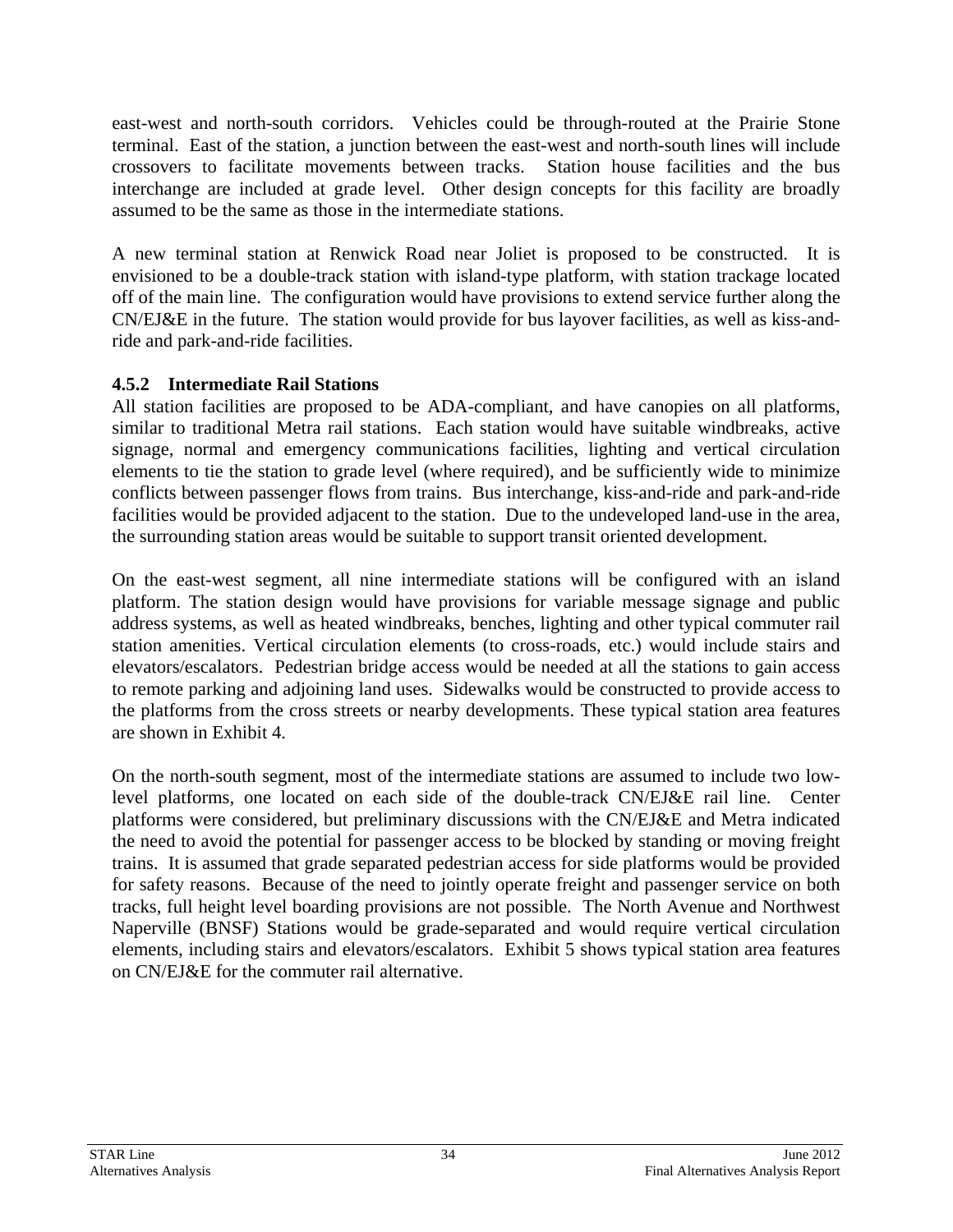east-west and north-south corridors. Vehicles could be through-routed at the Prairie Stone terminal. East of the station, a junction between the east-west and north-south lines will include crossovers to facilitate movements between tracks. Station house facilities and the bus interchange are included at grade level. Other design concepts for this facility are broadly assumed to be the same as those in the intermediate stations.

A new terminal station at Renwick Road near Joliet is proposed to be constructed. It is envisioned to be a double-track station with island-type platform, with station trackage located off of the main line. The configuration would have provisions to extend service further along the CN/EJ&E in the future. The station would provide for bus layover facilities, as well as kiss-and-ride and park-and-ride facilities.

### 4.5.2 Intermediate Rail Stations

All station facilities are proposed to be ADA-compliant, and have canopies on all platforms, similar to traditional Metra rail stations. Each station would have suitable windbreaks, active signage, normal and emergency communications facilities, lighting and vertical circulation elements to tie the station to grade level (where required), and be sufficiently wide to minimize conflicts between passenger flows from trains. Bus interchange, kiss-and-ride and park-and-ride facilities would be provided adjacent to the station. Due to the undeveloped land-use in the area, the surrounding station areas would be suitable to support transit oriented development.

On the east-west segment, all nine intermediate stations will be configured with an island platform. The station design would have provisions for variable message signage and public address systems, as well as heated windbreaks, benches, lighting and other typical commuter rail station amenities. Vertical circulation elements (to cross-roads, etc.) would include stairs and elevators/escalators. Pedestrian bridge access would be needed at all the stations to gain access to remote parking and adjoining land uses. Sidewalks would be constructed to provide access to the platforms from the cross streets or nearby developments. These typical station area features are shown in Exhibit 4.

On the north-south segment, most of the intermediate stations are assumed to include two low-level platforms, one located on each side of the double-track CN/EJ&E rail line. Center platforms were considered, but preliminary discussions with the CN/EJ&E and Metra indicated the need to avoid the potential for passenger access to be blocked by standing or moving freight trains. It is assumed that grade separated pedestrian access for side platforms would be provided for safety reasons. Because of the need to jointly operate freight and passenger service on both tracks, full height level boarding provisions are not possible. The North Avenue and Northwest Naperville (BNSF) Stations would be grade-separated and would require vertical circulation elements, including stairs and elevators/escalators. Exhibit 5 shows typical station area features on CN/EJ&E for the commuter rail alternative.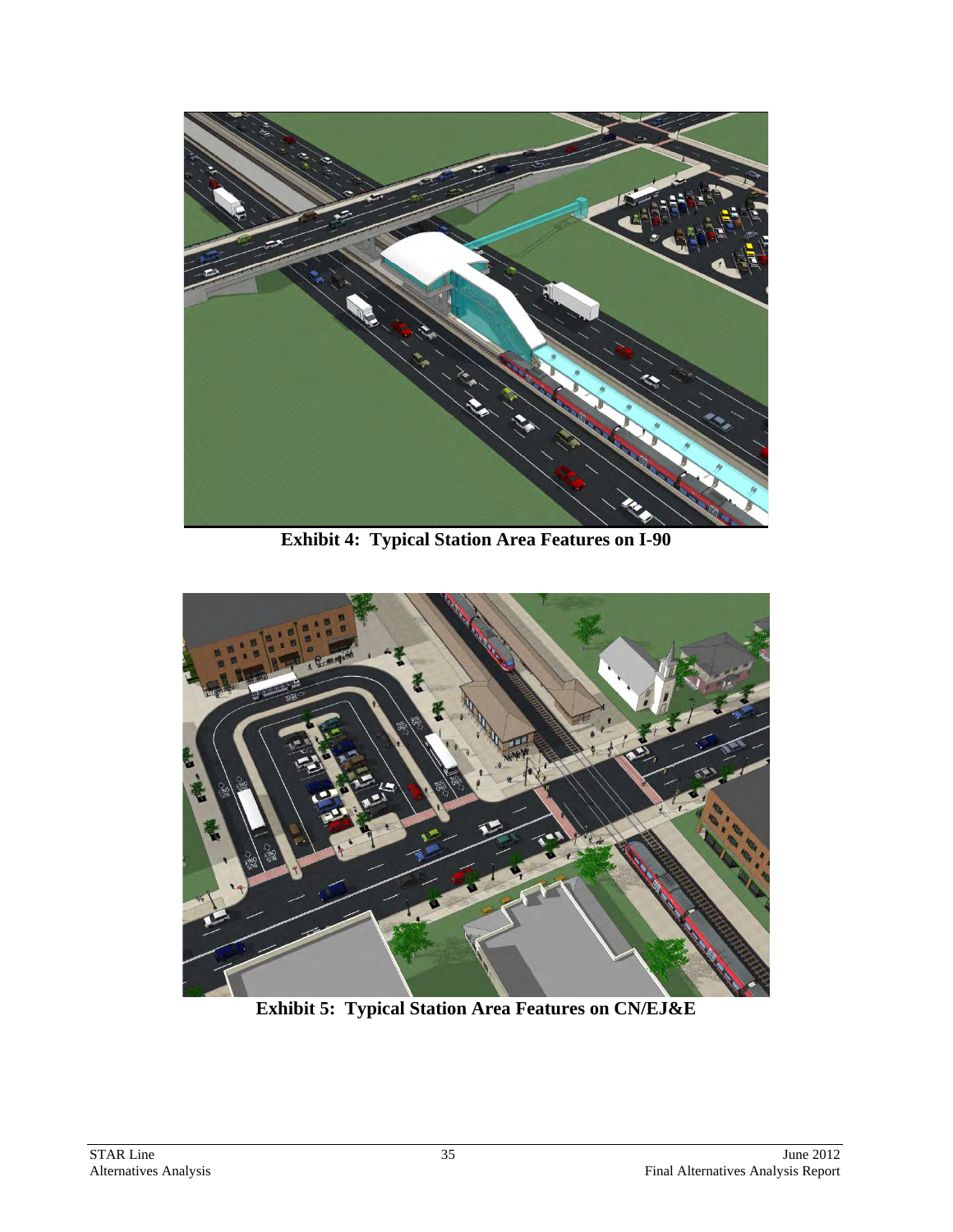**Exhibit 4: Typical Station Area Features on I-90**

**Exhibit 5: Typical Station Area Features on CN/EJ&E**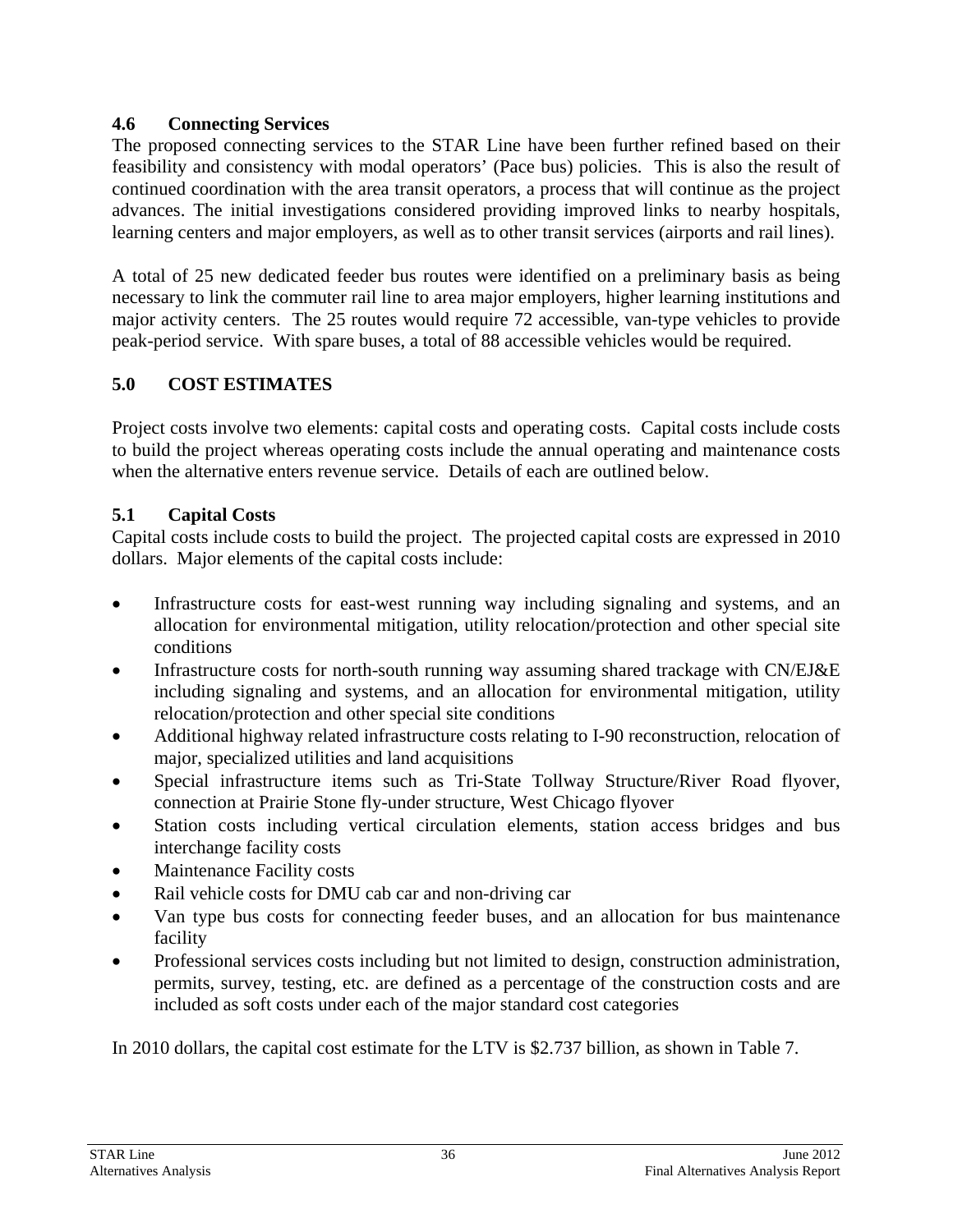## 4.6 Connecting Services

The proposed connecting services to the STAR Line have been further refined based on their feasibility and consistency with modal operators' (Pace bus) policies. This is also the result of continued coordination with the area transit operators, a process that will continue as the project advances. The initial investigations considered providing improved links to nearby hospitals, learning centers and major employers, as well as to other transit services (airports and rail lines).

A total of 25 new dedicated feeder bus routes were identified on a preliminary basis as being necessary to link the commuter rail line to area major employers, higher learning institutions and major activity centers. The 25 routes would require 72 accessible, van-type vehicles to provide peak-period service. With spare buses, a total of 88 accessible vehicles would be required.

# 5.0 COST ESTIMATES

Project costs involve two elements: capital costs and operating costs. Capital costs include costs to build the project whereas operating costs include the annual operating and maintenance costs when the alternative enters revenue service. Details of each are outlined below.

## 5.1 Capital Costs

Capital costs include costs to build the project. The projected capital costs are expressed in 2010 dollars. Major elements of the capital costs include:

- Infrastructure costs for east-west running way including signaling and systems, and an allocation for environmental mitigation, utility relocation/protection and other special site conditions
- Infrastructure costs for north-south running way assuming shared trackage with CN/EJ&E including signaling and systems, and an allocation for environmental mitigation, utility relocation/protection and other special site conditions
- Additional highway related infrastructure costs relating to I-90 reconstruction, relocation of major, specialized utilities and land acquisitions
- Special infrastructure items such as Tri-State Tollway Structure/River Road flyover, connection at Prairie Stone fly-under structure, West Chicago flyover
- Station costs including vertical circulation elements, station access bridges and bus interchange facility costs
- Maintenance Facility costs
- Rail vehicle costs for DMU cab car and non-driving car
- Van type bus costs for connecting feeder buses, and an allocation for bus maintenance facility
- Professional services costs including but not limited to design, construction administration, permits, survey, testing, etc. are defined as a percentage of the construction costs and are included as soft costs under each of the major standard cost categories

In 2010 dollars, the capital cost estimate for the LTV is $2.737 billion, as shown in Table 7.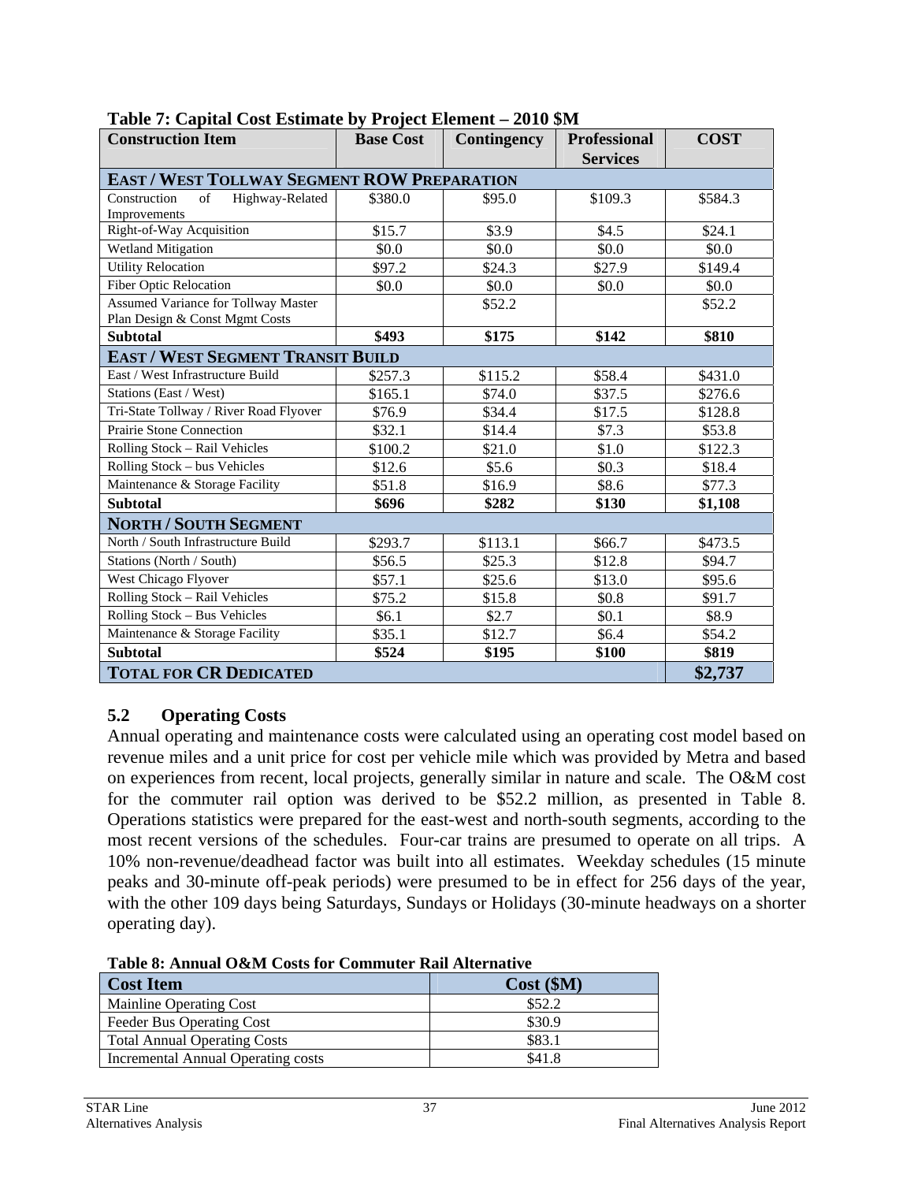**Table 7: Capital Cost Estimate by Project Element – 2010 $M**

| Construction Item | Base Cost | Contingency | Professional Services | COST |
|---|---|---|---|---|
| **EAST / WEST TOLLWAY SEGMENT ROW PREPARATION** | | | | |
| Construction of Highway-Related Improvements | $380.0 | $95.0 | $109.3 | $584.3 |
| Right-of-Way Acquisition | $15.7 | $3.9 | $4.5 | $24.1 |
| Wetland Mitigation | $0.0 | $0.0 | $0.0 | $0.0 |
| Utility Relocation | $97.2 | $24.3 | $27.9 | $149.4 |
| Fiber Optic Relocation | $0.0 | $0.0 | $0.0 | $0.0 |
| Assumed Variance for Tollway Master Plan Design & Const Mgmt Costs | | $52.2 | | $52.2 |
| **Subtotal** | **$493** | **$175** | **$142** | **$810** |
| **EAST / WEST SEGMENT TRANSIT BUILD** | | | | |
| East / West Infrastructure Build | $257.3 | $115.2 | $58.4 | $431.0 |
| Stations (East / West) | $165.1 | $74.0 | $37.5 | $276.6 |
| Tri-State Tollway / River Road Flyover | $76.9 | $34.4 | $17.5 | $128.8 |
| Prairie Stone Connection | $32.1 | $14.4 | $7.3 | $53.8 |
| Rolling Stock – Rail Vehicles | $100.2 | $21.0 | $1.0 | $122.3 |
| Rolling Stock – bus Vehicles | $12.6 | $5.6 | $0.3 | $18.4 |
| Maintenance & Storage Facility | $51.8 | $16.9 | $8.6 | $77.3 |
| **Subtotal** | **$696** | **$282** | **$130** | **$1,108** |
| **NORTH / SOUTH SEGMENT** | | | | |
| North / South Infrastructure Build | $293.7 | $113.1 | $66.7 | $473.5 |
| Stations (North / South) | $56.5 | $25.3 | $12.8 | $94.7 |
| West Chicago Flyover | $57.1 | $25.6 | $13.0 | $95.6 |
| Rolling Stock – Rail Vehicles | $75.2 | $15.8 | $0.8 | $91.7 |
| Rolling Stock – Bus Vehicles | $6.1 | $2.7 | $0.1 | $8.9 |
| Maintenance & Storage Facility | $35.1 | $12.7 | $6.4 | $54.2 |
| **Subtotal** | **$524** | **$195** | **$100** | **$819** |
| **TOTAL FOR CR DEDICATED** | | | | **$2,737** |

### 5.2 Operating Costs

Annual operating and maintenance costs were calculated using an operating cost model based on revenue miles and a unit price for cost per vehicle mile which was provided by Metra and based on experiences from recent, local projects, generally similar in nature and scale. The O&M cost for the commuter rail option was derived to be $52.2 million, as presented in Table 8. Operations statistics were prepared for the east-west and north-south segments, according to the most recent versions of the schedules. Four-car trains are presumed to operate on all trips. A 10% non-revenue/deadhead factor was built into all estimates. Weekday schedules (15 minute peaks and 30-minute off-peak periods) were presumed to be in effect for 256 days of the year, with the other 109 days being Saturdays, Sundays or Holidays (30-minute headways on a shorter operating day).

**Table 8: Annual O&M Costs for Commuter Rail Alternative**

| Cost Item | Cost ($M) |
|---|---|
| Mainline Operating Cost | $52.2 |
| Feeder Bus Operating Cost | $30.9 |
| Total Annual Operating Costs | $83.1 |
| Incremental Annual Operating costs | $41.8 |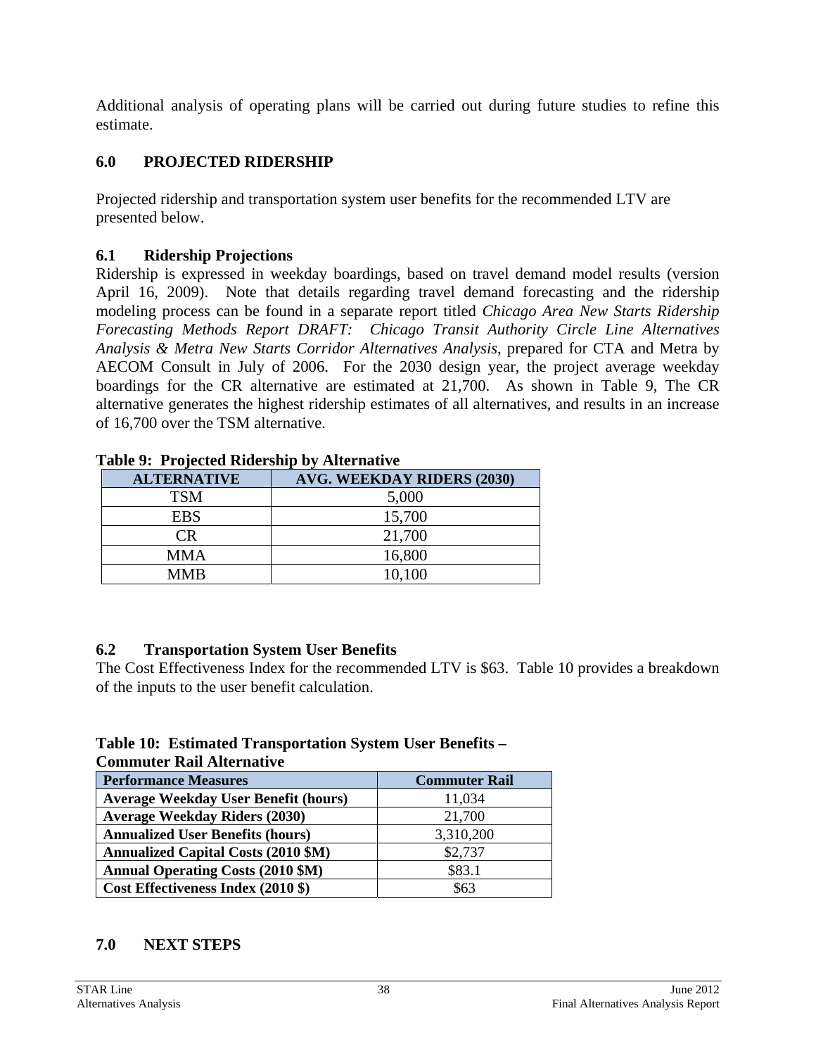Additional analysis of operating plans will be carried out during future studies to refine this estimate.

## 6.0 PROJECTED RIDERSHIP

Projected ridership and transportation system user benefits for the recommended LTV are presented below.

### 6.1 Ridership Projections

Ridership is expressed in weekday boardings, based on travel demand model results (version April 16, 2009). Note that details regarding travel demand forecasting and the ridership modeling process can be found in a separate report titled *Chicago Area New Starts Ridership Forecasting Methods Report DRAFT: Chicago Transit Authority Circle Line Alternatives Analysis & Metra New Starts Corridor Alternatives Analysis*, prepared for CTA and Metra by AECOM Consult in July of 2006. For the 2030 design year, the project average weekday boardings for the CR alternative are estimated at 21,700. As shown in Table 9, The CR alternative generates the highest ridership estimates of all alternatives, and results in an increase of 16,700 over the TSM alternative.

**Table 9: Projected Ridership by Alternative**

| ALTERNATIVE | AVG. WEEKDAY RIDERS (2030) |
|---|---|
| TSM | 5,000 |
| EBS | 15,700 |
| CR | 21,700 |
| MMA | 16,800 |
| MMB | 10,100 |

### 6.2 Transportation System User Benefits

The Cost Effectiveness Index for the recommended LTV is $63. Table 10 provides a breakdown of the inputs to the user benefit calculation.

**Table 10: Estimated Transportation System User Benefits – Commuter Rail Alternative**

| Performance Measures | Commuter Rail |
|---|---|
| **Average Weekday User Benefit (hours)** | 11,034 |
| **Average Weekday Riders (2030)** | 21,700 |
| **Annualized User Benefits (hours)** | 3,310,200 |
| **Annualized Capital Costs (2010 $M)** | $2,737 |
| **Annual Operating Costs (2010 $M)** | $83.1 |
| **Cost Effectiveness Index (2010 $)** | $63 |

## 7.0 NEXT STEPS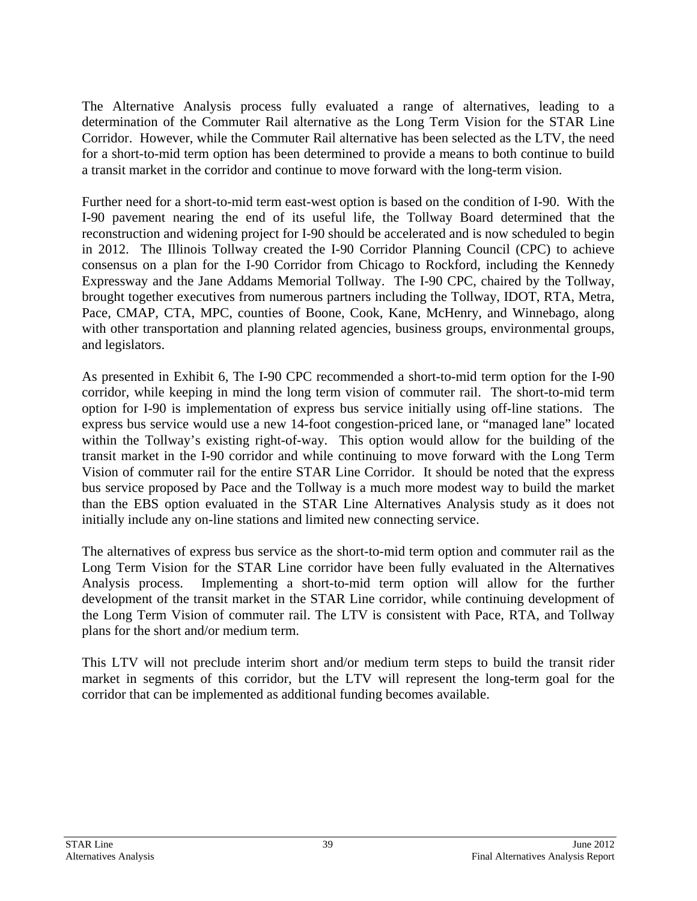The Alternative Analysis process fully evaluated a range of alternatives, leading to a determination of the Commuter Rail alternative as the Long Term Vision for the STAR Line Corridor. However, while the Commuter Rail alternative has been selected as the LTV, the need for a short-to-mid term option has been determined to provide a means to both continue to build a transit market in the corridor and continue to move forward with the long-term vision.

Further need for a short-to-mid term east-west option is based on the condition of I-90. With the I-90 pavement nearing the end of its useful life, the Tollway Board determined that the reconstruction and widening project for I-90 should be accelerated and is now scheduled to begin in 2012. The Illinois Tollway created the I-90 Corridor Planning Council (CPC) to achieve consensus on a plan for the I-90 Corridor from Chicago to Rockford, including the Kennedy Expressway and the Jane Addams Memorial Tollway. The I-90 CPC, chaired by the Tollway, brought together executives from numerous partners including the Tollway, IDOT, RTA, Metra, Pace, CMAP, CTA, MPC, counties of Boone, Cook, Kane, McHenry, and Winnebago, along with other transportation and planning related agencies, business groups, environmental groups, and legislators.

As presented in Exhibit 6, The I-90 CPC recommended a short-to-mid term option for the I-90 corridor, while keeping in mind the long term vision of commuter rail. The short-to-mid term option for I-90 is implementation of express bus service initially using off-line stations. The express bus service would use a new 14-foot congestion-priced lane, or "managed lane" located within the Tollway's existing right-of-way. This option would allow for the building of the transit market in the I-90 corridor and while continuing to move forward with the Long Term Vision of commuter rail for the entire STAR Line Corridor. It should be noted that the express bus service proposed by Pace and the Tollway is a much more modest way to build the market than the EBS option evaluated in the STAR Line Alternatives Analysis study as it does not initially include any on-line stations and limited new connecting service.

The alternatives of express bus service as the short-to-mid term option and commuter rail as the Long Term Vision for the STAR Line corridor have been fully evaluated in the Alternatives Analysis process. Implementing a short-to-mid term option will allow for the further development of the transit market in the STAR Line corridor, while continuing development of the Long Term Vision of commuter rail. The LTV is consistent with Pace, RTA, and Tollway plans for the short and/or medium term.

This LTV will not preclude interim short and/or medium term steps to build the transit rider market in segments of this corridor, but the LTV will represent the long-term goal for the corridor that can be implemented as additional funding becomes available.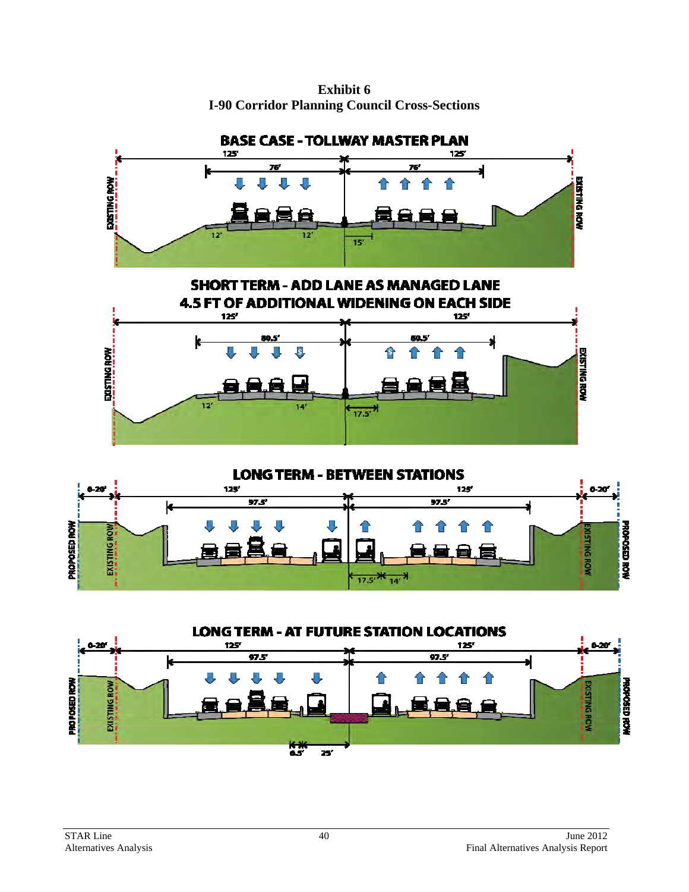**Exhibit 6**
**I-90 Corridor Planning Council Cross-Sections**

BASE CASE - TOLLWAY MASTER PLAN

125'
125'
76'
76'
EXISTING ROW
EXISTING ROW
12'
12'
15'

SHORT TERM - ADD LANE AS MANAGED LANE
4.5 FT OF ADDITIONAL WIDENING ON EACH SIDE

125'
125'
80.5'
80.5'
EXISTING ROW
EXISTING ROW
12'
14'
17.5'

LONG TERM - BETWEEN STATIONS

0-20'
125'
125'
0-20'
97.5'
97.5'
PROPOSED ROW
EXISTING ROW
EXISTING ROW
PROPOSED ROW
17.5'
14'

LONG TERM - AT FUTURE STATION LOCATIONS

0-20'
125'
125'
0-20'
97.5'
97.5'
PROPOSED ROW
EXISTING ROW
EXISTING ROW
PROPOSED ROW
6.5'
25'